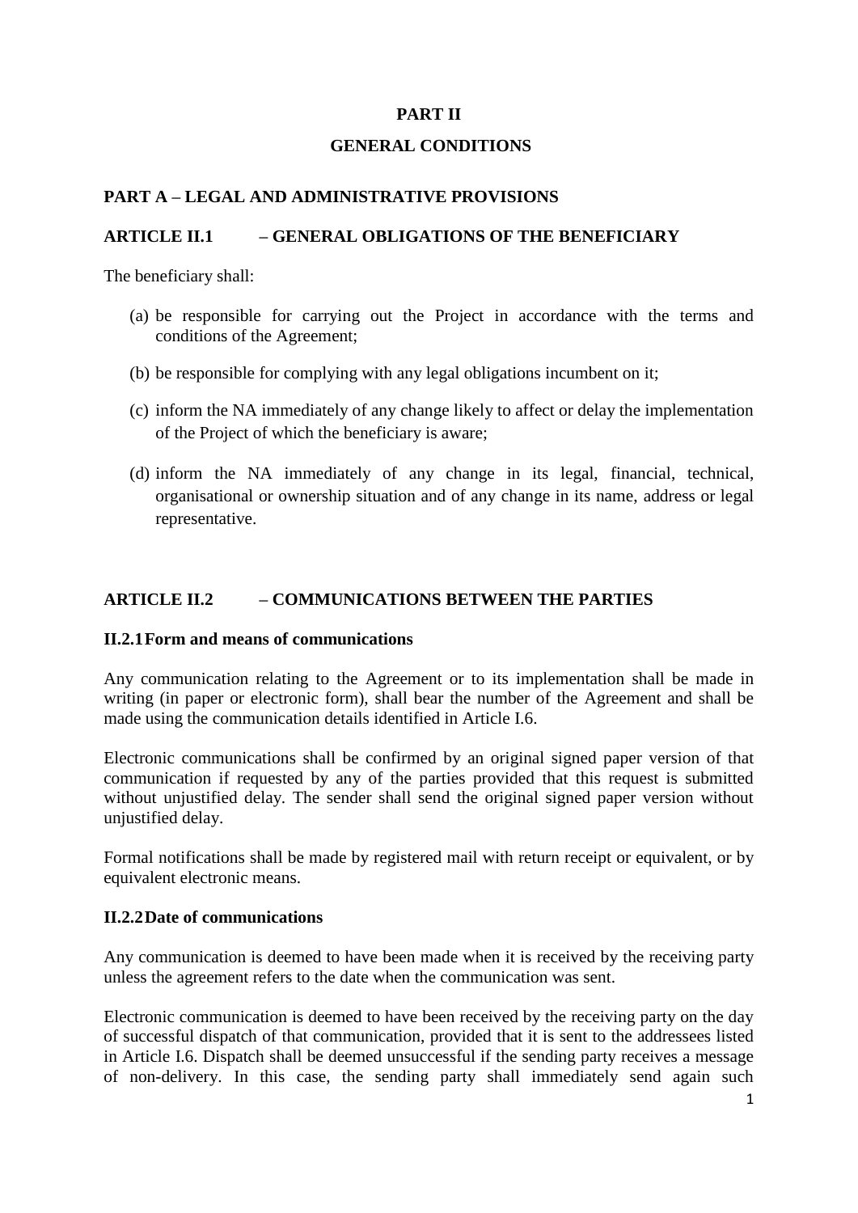# PART II

# GENERAL CONDITIONS

## PART A – LEGAL AND ADMINISTRATIVE PROVISIONS

### ARTICLE II.1 – GENERAL OBLIGATIONS OF THE BENEFICIARY

The beneficiary shall:

(a) be responsible for carrying out the Project in accordance with the terms and conditions of the Agreement;

(b) be responsible for complying with any legal obligations incumbent on it;

(c) inform the NA immediately of any change likely to affect or delay the implementation of the Project of which the beneficiary is aware;

(d) inform the NA immediately of any change in its legal, financial, technical, organisational or ownership situation and of any change in its name, address or legal representative.

### ARTICLE II.2 – COMMUNICATIONS BETWEEN THE PARTIES

#### II.2.1 Form and means of communications

Any communication relating to the Agreement or to its implementation shall be made in writing (in paper or electronic form), shall bear the number of the Agreement and shall be made using the communication details identified in Article I.6.

Electronic communications shall be confirmed by an original signed paper version of that communication if requested by any of the parties provided that this request is submitted without unjustified delay. The sender shall send the original signed paper version without unjustified delay.

Formal notifications shall be made by registered mail with return receipt or equivalent, or by equivalent electronic means.

#### II.2.2 Date of communications

Any communication is deemed to have been made when it is received by the receiving party unless the agreement refers to the date when the communication was sent.

Electronic communication is deemed to have been received by the receiving party on the day of successful dispatch of that communication, provided that it is sent to the addressees listed in Article I.6. Dispatch shall be deemed unsuccessful if the sending party receives a message of non-delivery. In this case, the sending party shall immediately send again such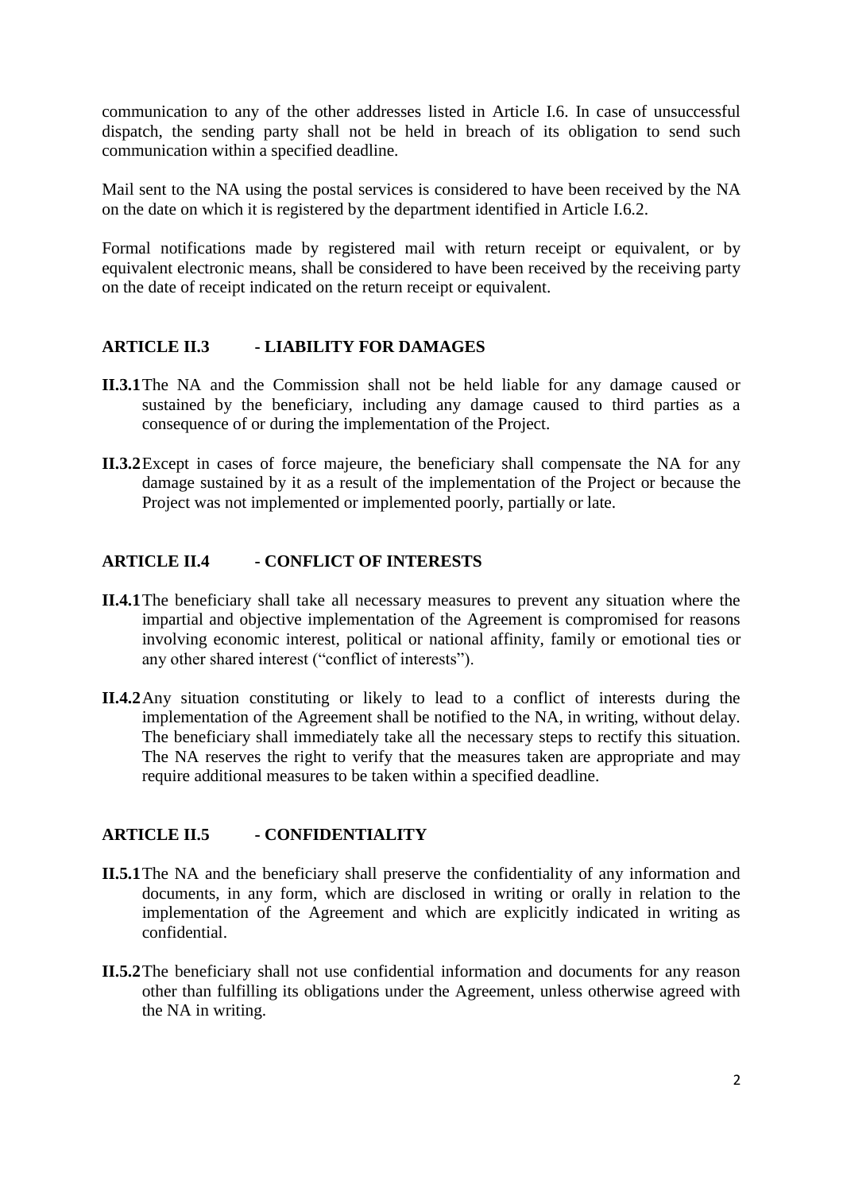communication to any of the other addresses listed in Article I.6. In case of unsuccessful dispatch, the sending party shall not be held in breach of its obligation to send such communication within a specified deadline.

Mail sent to the NA using the postal services is considered to have been received by the NA on the date on which it is registered by the department identified in Article I.6.2.

Formal notifications made by registered mail with return receipt or equivalent, or by equivalent electronic means, shall be considered to have been received by the receiving party on the date of receipt indicated on the return receipt or equivalent.

## ARTICLE II.3 - LIABILITY FOR DAMAGES

**II.3.1** The NA and the Commission shall not be held liable for any damage caused or sustained by the beneficiary, including any damage caused to third parties as a consequence of or during the implementation of the Project.

**II.3.2** Except in cases of force majeure, the beneficiary shall compensate the NA for any damage sustained by it as a result of the implementation of the Project or because the Project was not implemented or implemented poorly, partially or late.

## ARTICLE II.4 - CONFLICT OF INTERESTS

**II.4.1** The beneficiary shall take all necessary measures to prevent any situation where the impartial and objective implementation of the Agreement is compromised for reasons involving economic interest, political or national affinity, family or emotional ties or any other shared interest ("conflict of interests").

**II.4.2** Any situation constituting or likely to lead to a conflict of interests during the implementation of the Agreement shall be notified to the NA, in writing, without delay. The beneficiary shall immediately take all the necessary steps to rectify this situation. The NA reserves the right to verify that the measures taken are appropriate and may require additional measures to be taken within a specified deadline.

## ARTICLE II.5 - CONFIDENTIALITY

**II.5.1** The NA and the beneficiary shall preserve the confidentiality of any information and documents, in any form, which are disclosed in writing or orally in relation to the implementation of the Agreement and which are explicitly indicated in writing as confidential.

**II.5.2** The beneficiary shall not use confidential information and documents for any reason other than fulfilling its obligations under the Agreement, unless otherwise agreed with the NA in writing.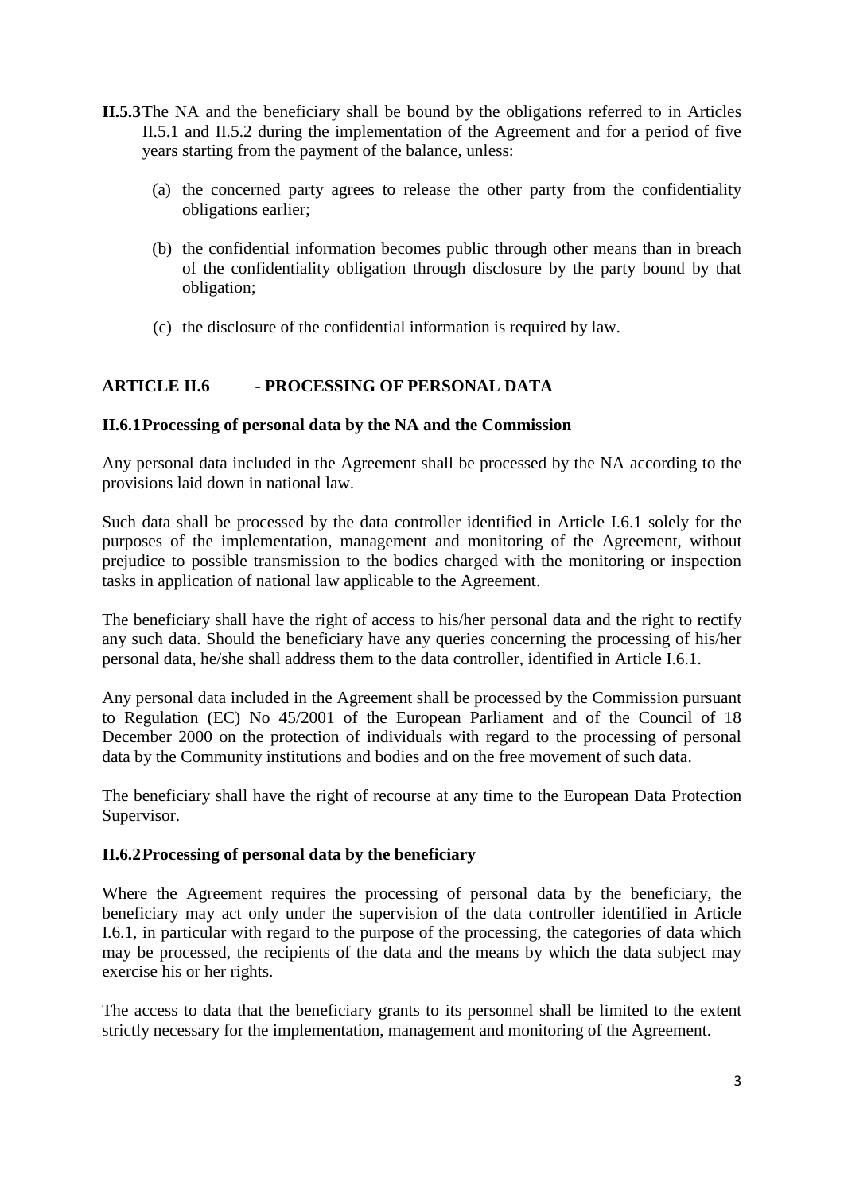**II.5.3** The NA and the beneficiary shall be bound by the obligations referred to in Articles II.5.1 and II.5.2 during the implementation of the Agreement and for a period of five years starting from the payment of the balance, unless:

(a) the concerned party agrees to release the other party from the confidentiality obligations earlier;

(b) the confidential information becomes public through other means than in breach of the confidentiality obligation through disclosure by the party bound by that obligation;

(c) the disclosure of the confidential information is required by law.

## ARTICLE II.6 - PROCESSING OF PERSONAL DATA

### II.6.1 Processing of personal data by the NA and the Commission

Any personal data included in the Agreement shall be processed by the NA according to the provisions laid down in national law.

Such data shall be processed by the data controller identified in Article I.6.1 solely for the purposes of the implementation, management and monitoring of the Agreement, without prejudice to possible transmission to the bodies charged with the monitoring or inspection tasks in application of national law applicable to the Agreement.

The beneficiary shall have the right of access to his/her personal data and the right to rectify any such data. Should the beneficiary have any queries concerning the processing of his/her personal data, he/she shall address them to the data controller, identified in Article I.6.1.

Any personal data included in the Agreement shall be processed by the Commission pursuant to Regulation (EC) No 45/2001 of the European Parliament and of the Council of 18 December 2000 on the protection of individuals with regard to the processing of personal data by the Community institutions and bodies and on the free movement of such data.

The beneficiary shall have the right of recourse at any time to the European Data Protection Supervisor.

### II.6.2 Processing of personal data by the beneficiary

Where the Agreement requires the processing of personal data by the beneficiary, the beneficiary may act only under the supervision of the data controller identified in Article I.6.1, in particular with regard to the purpose of the processing, the categories of data which may be processed, the recipients of the data and the means by which the data subject may exercise his or her rights.

The access to data that the beneficiary grants to its personnel shall be limited to the extent strictly necessary for the implementation, management and monitoring of the Agreement.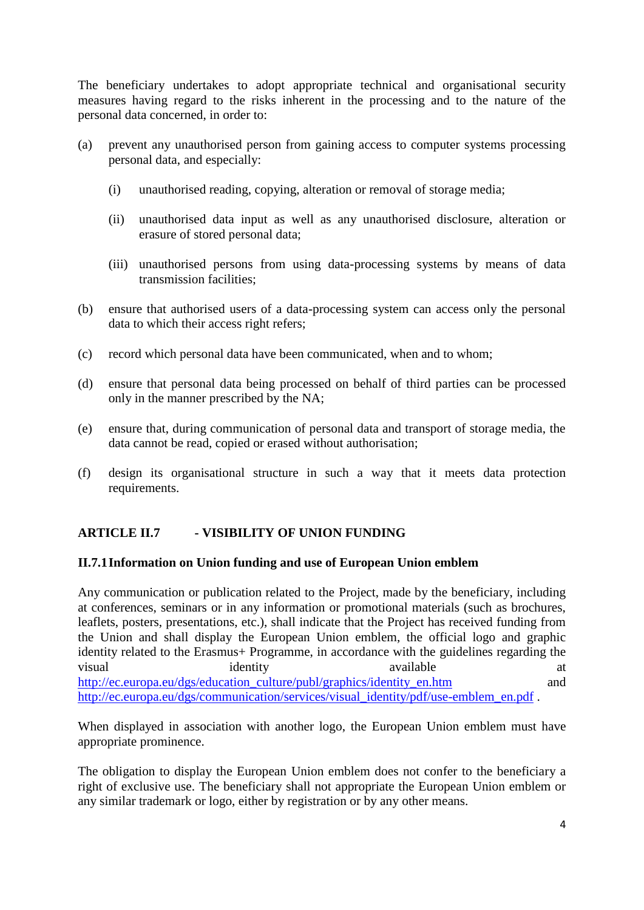The beneficiary undertakes to adopt appropriate technical and organisational security measures having regard to the risks inherent in the processing and to the nature of the personal data concerned, in order to:

(a) prevent any unauthorised person from gaining access to computer systems processing personal data, and especially:

  (i) unauthorised reading, copying, alteration or removal of storage media;

  (ii) unauthorised data input as well as any unauthorised disclosure, alteration or erasure of stored personal data;

  (iii) unauthorised persons from using data-processing systems by means of data transmission facilities;

(b) ensure that authorised users of a data-processing system can access only the personal data to which their access right refers;

(c) record which personal data have been communicated, when and to whom;

(d) ensure that personal data being processed on behalf of third parties can be processed only in the manner prescribed by the NA;

(e) ensure that, during communication of personal data and transport of storage media, the data cannot be read, copied or erased without authorisation;

(f) design its organisational structure in such a way that it meets data protection requirements.

## ARTICLE II.7 - VISIBILITY OF UNION FUNDING

### II.7.1 Information on Union funding and use of European Union emblem

Any communication or publication related to the Project, made by the beneficiary, including at conferences, seminars or in any information or promotional materials (such as brochures, leaflets, posters, presentations, etc.), shall indicate that the Project has received funding from the Union and shall display the European Union emblem, the official logo and graphic identity related to the Erasmus+ Programme, in accordance with the guidelines regarding the visual identity available at http://ec.europa.eu/dgs/education_culture/publ/graphics/identity_en.htm and http://ec.europa.eu/dgs/communication/services/visual_identity/pdf/use-emblem_en.pdf .

When displayed in association with another logo, the European Union emblem must have appropriate prominence.

The obligation to display the European Union emblem does not confer to the beneficiary a right of exclusive use. The beneficiary shall not appropriate the European Union emblem or any similar trademark or logo, either by registration or by any other means.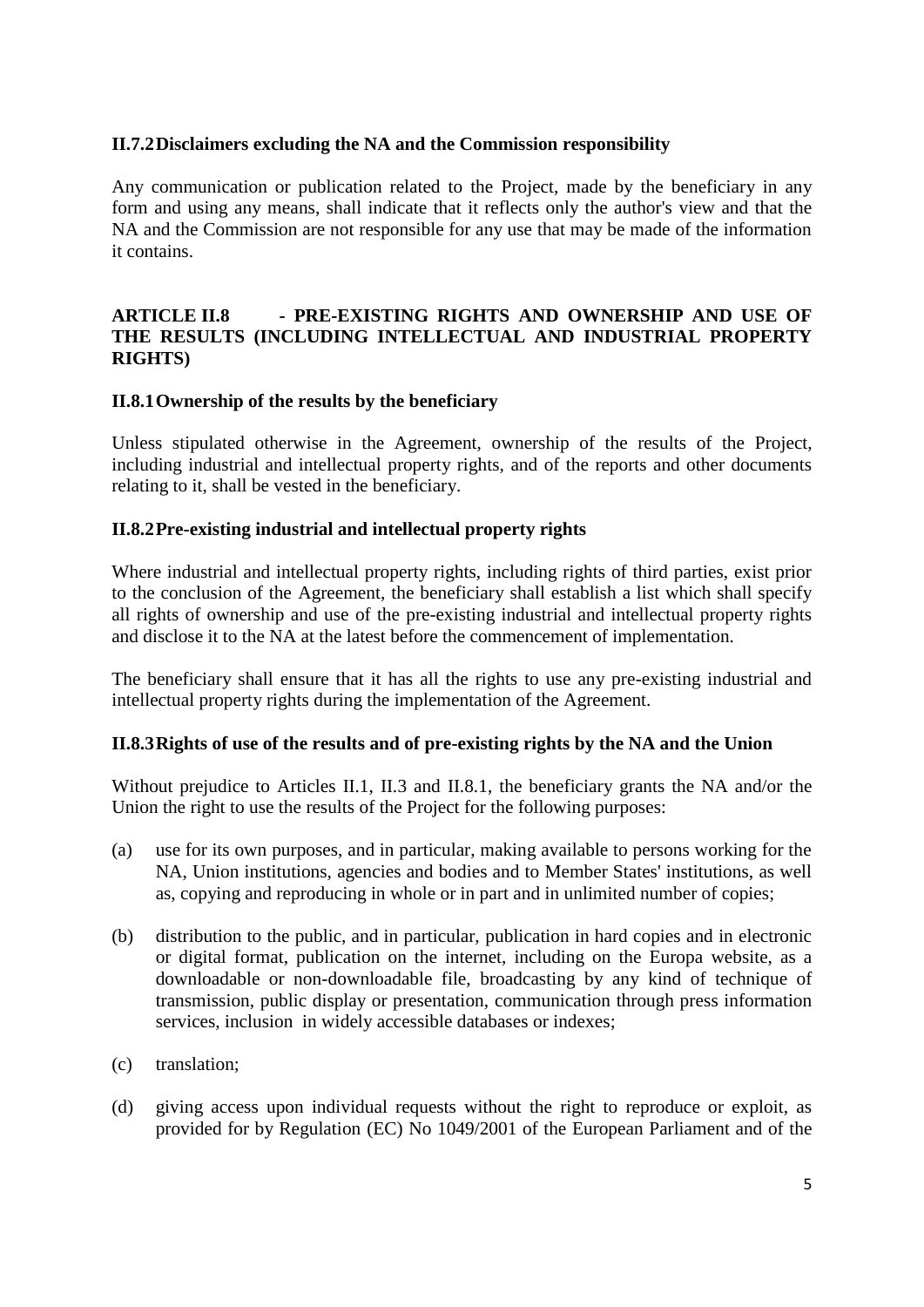### II.7.2 Disclaimers excluding the NA and the Commission responsibility

Any communication or publication related to the Project, made by the beneficiary in any form and using any means, shall indicate that it reflects only the author's view and that the NA and the Commission are not responsible for any use that may be made of the information it contains.

## ARTICLE II.8 - PRE-EXISTING RIGHTS AND OWNERSHIP AND USE OF THE RESULTS (INCLUDING INTELLECTUAL AND INDUSTRIAL PROPERTY RIGHTS)

### II.8.1 Ownership of the results by the beneficiary

Unless stipulated otherwise in the Agreement, ownership of the results of the Project, including industrial and intellectual property rights, and of the reports and other documents relating to it, shall be vested in the beneficiary.

### II.8.2 Pre-existing industrial and intellectual property rights

Where industrial and intellectual property rights, including rights of third parties, exist prior to the conclusion of the Agreement, the beneficiary shall establish a list which shall specify all rights of ownership and use of the pre-existing industrial and intellectual property rights and disclose it to the NA at the latest before the commencement of implementation.

The beneficiary shall ensure that it has all the rights to use any pre-existing industrial and intellectual property rights during the implementation of the Agreement.

### II.8.3 Rights of use of the results and of pre-existing rights by the NA and the Union

Without prejudice to Articles II.1, II.3 and II.8.1, the beneficiary grants the NA and/or the Union the right to use the results of the Project for the following purposes:

(a) use for its own purposes, and in particular, making available to persons working for the NA, Union institutions, agencies and bodies and to Member States' institutions, as well as, copying and reproducing in whole or in part and in unlimited number of copies;

(b) distribution to the public, and in particular, publication in hard copies and in electronic or digital format, publication on the internet, including on the Europa website, as a downloadable or non-downloadable file, broadcasting by any kind of technique of transmission, public display or presentation, communication through press information services, inclusion in widely accessible databases or indexes;

(c) translation;

(d) giving access upon individual requests without the right to reproduce or exploit, as provided for by Regulation (EC) No 1049/2001 of the European Parliament and of the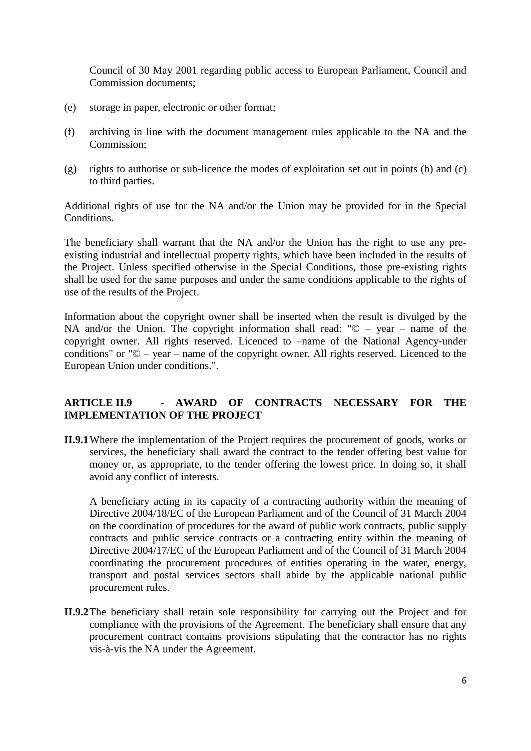Council of 30 May 2001 regarding public access to European Parliament, Council and Commission documents;

(e) storage in paper, electronic or other format;

(f) archiving in line with the document management rules applicable to the NA and the Commission;

(g) rights to authorise or sub-licence the modes of exploitation set out in points (b) and (c) to third parties.

Additional rights of use for the NA and/or the Union may be provided for in the Special Conditions.

The beneficiary shall warrant that the NA and/or the Union has the right to use any pre-existing industrial and intellectual property rights, which have been included in the results of the Project. Unless specified otherwise in the Special Conditions, those pre-existing rights shall be used for the same purposes and under the same conditions applicable to the rights of use of the results of the Project.

Information about the copyright owner shall be inserted when the result is divulged by the NA and/or the Union. The copyright information shall read: "© – year – name of the copyright owner. All rights reserved. Licenced to –name of the National Agency-under conditions" or "© – year – name of the copyright owner. All rights reserved. Licenced to the European Union under conditions.".

## ARTICLE II.9 - AWARD OF CONTRACTS NECESSARY FOR THE IMPLEMENTATION OF THE PROJECT

**II.9.1** Where the implementation of the Project requires the procurement of goods, works or services, the beneficiary shall award the contract to the tender offering best value for money or, as appropriate, to the tender offering the lowest price. In doing so, it shall avoid any conflict of interests.

A beneficiary acting in its capacity of a contracting authority within the meaning of Directive 2004/18/EC of the European Parliament and of the Council of 31 March 2004 on the coordination of procedures for the award of public work contracts, public supply contracts and public service contracts or a contracting entity within the meaning of Directive 2004/17/EC of the European Parliament and of the Council of 31 March 2004 coordinating the procurement procedures of entities operating in the water, energy, transport and postal services sectors shall abide by the applicable national public procurement rules.

**II.9.2** The beneficiary shall retain sole responsibility for carrying out the Project and for compliance with the provisions of the Agreement. The beneficiary shall ensure that any procurement contract contains provisions stipulating that the contractor has no rights vis-à-vis the NA under the Agreement.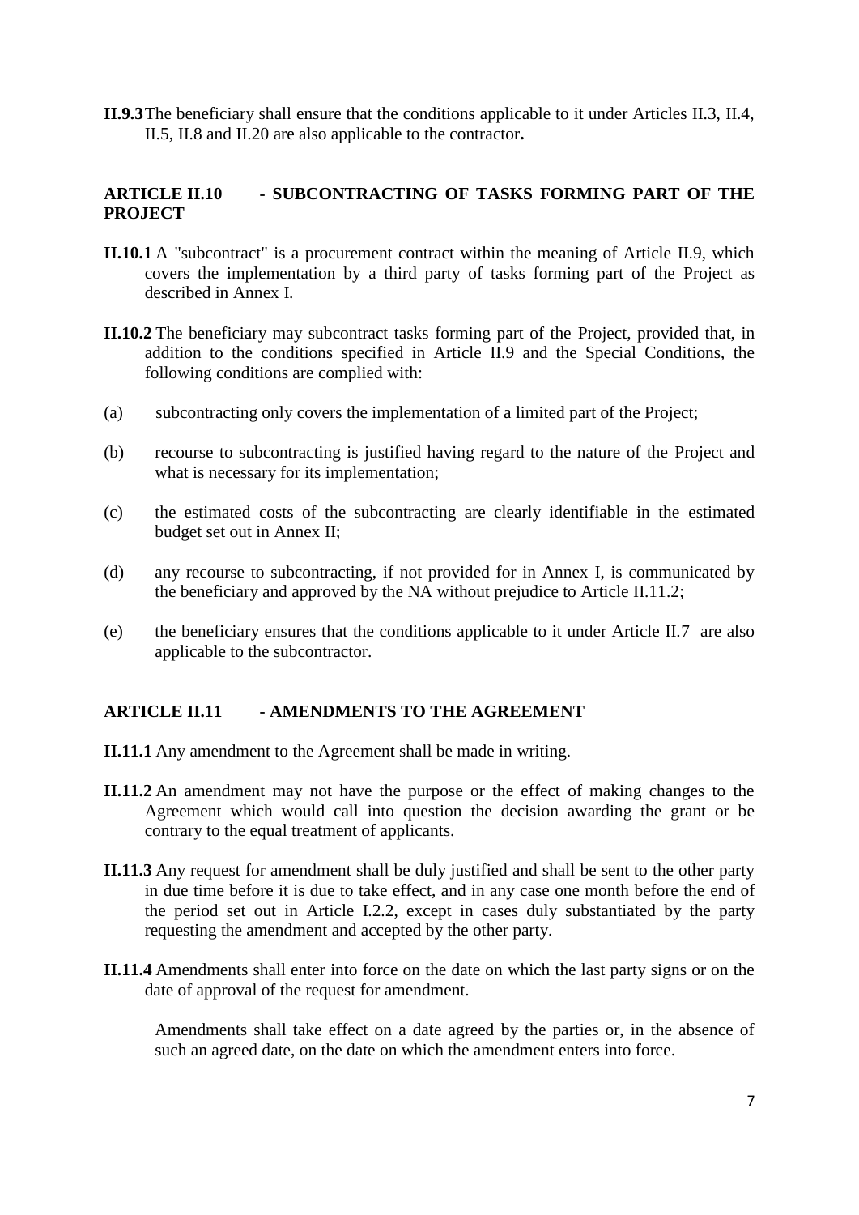**II.9.3** The beneficiary shall ensure that the conditions applicable to it under Articles II.3, II.4, II.5, II.8 and II.20 are also applicable to the contractor**.**

## ARTICLE II.10 - SUBCONTRACTING OF TASKS FORMING PART OF THE PROJECT

**II.10.1** A "subcontract" is a procurement contract within the meaning of Article II.9, which covers the implementation by a third party of tasks forming part of the Project as described in Annex I.

**II.10.2** The beneficiary may subcontract tasks forming part of the Project, provided that, in addition to the conditions specified in Article II.9 and the Special Conditions, the following conditions are complied with:

(a) subcontracting only covers the implementation of a limited part of the Project;

(b) recourse to subcontracting is justified having regard to the nature of the Project and what is necessary for its implementation;

(c) the estimated costs of the subcontracting are clearly identifiable in the estimated budget set out in Annex II;

(d) any recourse to subcontracting, if not provided for in Annex I, is communicated by the beneficiary and approved by the NA without prejudice to Article II.11.2;

(e) the beneficiary ensures that the conditions applicable to it under Article II.7 are also applicable to the subcontractor.

## ARTICLE II.11 - AMENDMENTS TO THE AGREEMENT

**II.11.1** Any amendment to the Agreement shall be made in writing.

**II.11.2** An amendment may not have the purpose or the effect of making changes to the Agreement which would call into question the decision awarding the grant or be contrary to the equal treatment of applicants.

**II.11.3** Any request for amendment shall be duly justified and shall be sent to the other party in due time before it is due to take effect, and in any case one month before the end of the period set out in Article I.2.2, except in cases duly substantiated by the party requesting the amendment and accepted by the other party.

**II.11.4** Amendments shall enter into force on the date on which the last party signs or on the date of approval of the request for amendment.

Amendments shall take effect on a date agreed by the parties or, in the absence of such an agreed date, on the date on which the amendment enters into force.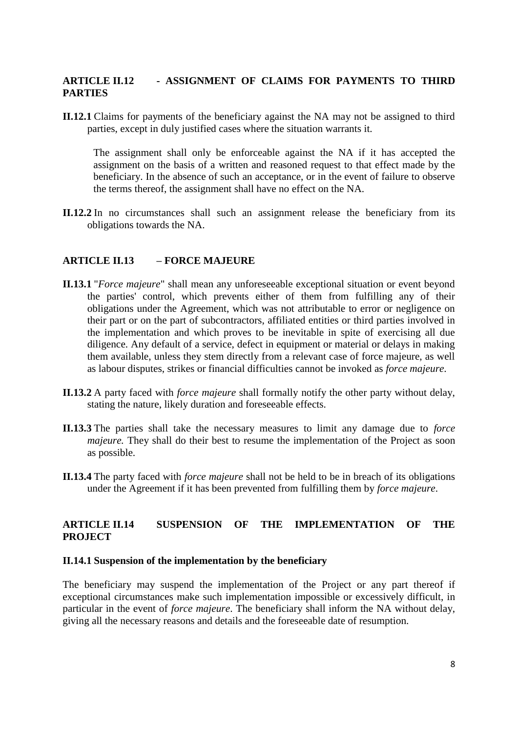## ARTICLE II.12 - ASSIGNMENT OF CLAIMS FOR PAYMENTS TO THIRD PARTIES

**II.12.1** Claims for payments of the beneficiary against the NA may not be assigned to third parties, except in duly justified cases where the situation warrants it.

The assignment shall only be enforceable against the NA if it has accepted the assignment on the basis of a written and reasoned request to that effect made by the beneficiary. In the absence of such an acceptance, or in the event of failure to observe the terms thereof, the assignment shall have no effect on the NA.

**II.12.2** In no circumstances shall such an assignment release the beneficiary from its obligations towards the NA.

## ARTICLE II.13 – FORCE MAJEURE

**II.13.1** "*Force majeure*" shall mean any unforeseeable exceptional situation or event beyond the parties' control, which prevents either of them from fulfilling any of their obligations under the Agreement, which was not attributable to error or negligence on their part or on the part of subcontractors, affiliated entities or third parties involved in the implementation and which proves to be inevitable in spite of exercising all due diligence. Any default of a service, defect in equipment or material or delays in making them available, unless they stem directly from a relevant case of force majeure, as well as labour disputes, strikes or financial difficulties cannot be invoked as *force majeure*.

**II.13.2** A party faced with *force majeure* shall formally notify the other party without delay, stating the nature, likely duration and foreseeable effects.

**II.13.3** The parties shall take the necessary measures to limit any damage due to *force majeure.* They shall do their best to resume the implementation of the Project as soon as possible.

**II.13.4** The party faced with *force majeure* shall not be held to be in breach of its obligations under the Agreement if it has been prevented from fulfilling them by *force majeure*.

## ARTICLE II.14 SUSPENSION OF THE IMPLEMENTATION OF THE PROJECT

### II.14.1 Suspension of the implementation by the beneficiary

The beneficiary may suspend the implementation of the Project or any part thereof if exceptional circumstances make such implementation impossible or excessively difficult, in particular in the event of *force majeure*. The beneficiary shall inform the NA without delay, giving all the necessary reasons and details and the foreseeable date of resumption.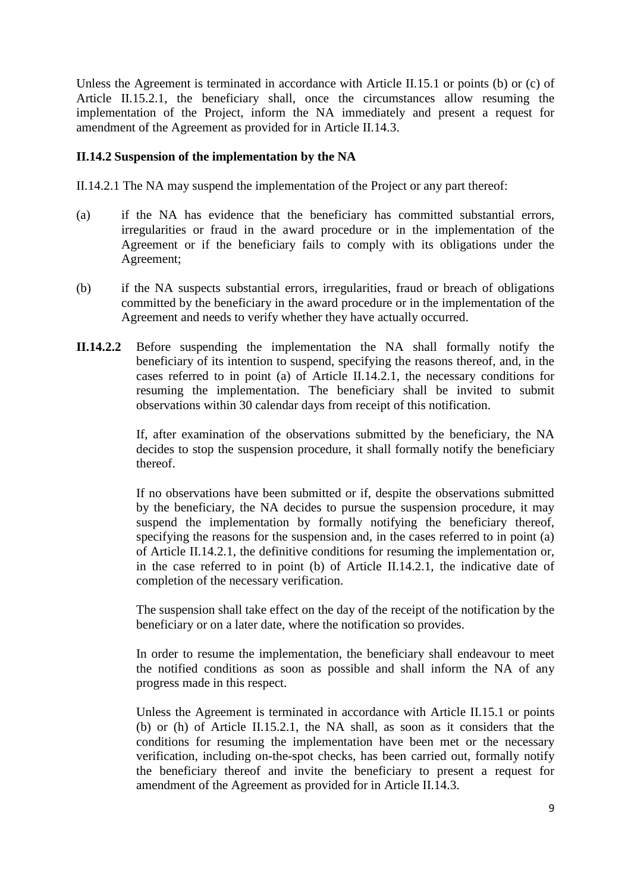Unless the Agreement is terminated in accordance with Article II.15.1 or points (b) or (c) of Article II.15.2.1, the beneficiary shall, once the circumstances allow resuming the implementation of the Project, inform the NA immediately and present a request for amendment of the Agreement as provided for in Article II.14.3.

**II.14.2 Suspension of the implementation by the NA**

II.14.2.1 The NA may suspend the implementation of the Project or any part thereof:

(a) if the NA has evidence that the beneficiary has committed substantial errors, irregularities or fraud in the award procedure or in the implementation of the Agreement or if the beneficiary fails to comply with its obligations under the Agreement;

(b) if the NA suspects substantial errors, irregularities, fraud or breach of obligations committed by the beneficiary in the award procedure or in the implementation of the Agreement and needs to verify whether they have actually occurred.

**II.14.2.2** Before suspending the implementation the NA shall formally notify the beneficiary of its intention to suspend, specifying the reasons thereof, and, in the cases referred to in point (a) of Article II.14.2.1, the necessary conditions for resuming the implementation. The beneficiary shall be invited to submit observations within 30 calendar days from receipt of this notification.

If, after examination of the observations submitted by the beneficiary, the NA decides to stop the suspension procedure, it shall formally notify the beneficiary thereof.

If no observations have been submitted or if, despite the observations submitted by the beneficiary, the NA decides to pursue the suspension procedure, it may suspend the implementation by formally notifying the beneficiary thereof, specifying the reasons for the suspension and, in the cases referred to in point (a) of Article II.14.2.1, the definitive conditions for resuming the implementation or, in the case referred to in point (b) of Article II.14.2.1, the indicative date of completion of the necessary verification.

The suspension shall take effect on the day of the receipt of the notification by the beneficiary or on a later date, where the notification so provides.

In order to resume the implementation, the beneficiary shall endeavour to meet the notified conditions as soon as possible and shall inform the NA of any progress made in this respect.

Unless the Agreement is terminated in accordance with Article II.15.1 or points (b) or (h) of Article II.15.2.1, the NA shall, as soon as it considers that the conditions for resuming the implementation have been met or the necessary verification, including on-the-spot checks, has been carried out, formally notify the beneficiary thereof and invite the beneficiary to present a request for amendment of the Agreement as provided for in Article II.14.3.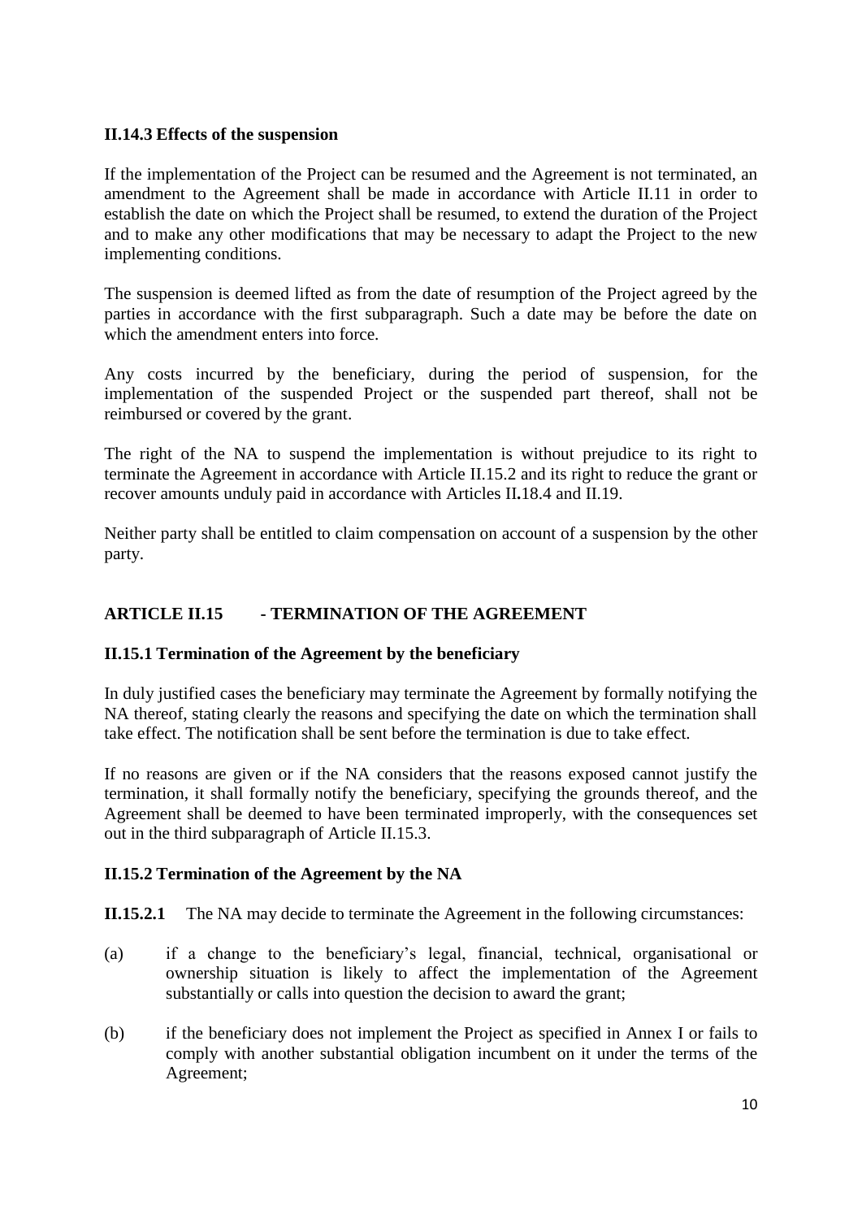**II.14.3 Effects of the suspension**

If the implementation of the Project can be resumed and the Agreement is not terminated, an amendment to the Agreement shall be made in accordance with Article II.11 in order to establish the date on which the Project shall be resumed, to extend the duration of the Project and to make any other modifications that may be necessary to adapt the Project to the new implementing conditions.

The suspension is deemed lifted as from the date of resumption of the Project agreed by the parties in accordance with the first subparagraph. Such a date may be before the date on which the amendment enters into force.

Any costs incurred by the beneficiary, during the period of suspension, for the implementation of the suspended Project or the suspended part thereof, shall not be reimbursed or covered by the grant.

The right of the NA to suspend the implementation is without prejudice to its right to terminate the Agreement in accordance with Article II.15.2 and its right to reduce the grant or recover amounts unduly paid in accordance with Articles II.18.4 and II.19.

Neither party shall be entitled to claim compensation on account of a suspension by the other party.

## ARTICLE II.15 - TERMINATION OF THE AGREEMENT

**II.15.1 Termination of the Agreement by the beneficiary**

In duly justified cases the beneficiary may terminate the Agreement by formally notifying the NA thereof, stating clearly the reasons and specifying the date on which the termination shall take effect. The notification shall be sent before the termination is due to take effect.

If no reasons are given or if the NA considers that the reasons exposed cannot justify the termination, it shall formally notify the beneficiary, specifying the grounds thereof, and the Agreement shall be deemed to have been terminated improperly, with the consequences set out in the third subparagraph of Article II.15.3.

**II.15.2 Termination of the Agreement by the NA**

**II.15.2.1** The NA may decide to terminate the Agreement in the following circumstances:

(a) if a change to the beneficiary's legal, financial, technical, organisational or ownership situation is likely to affect the implementation of the Agreement substantially or calls into question the decision to award the grant;

(b) if the beneficiary does not implement the Project as specified in Annex I or fails to comply with another substantial obligation incumbent on it under the terms of the Agreement;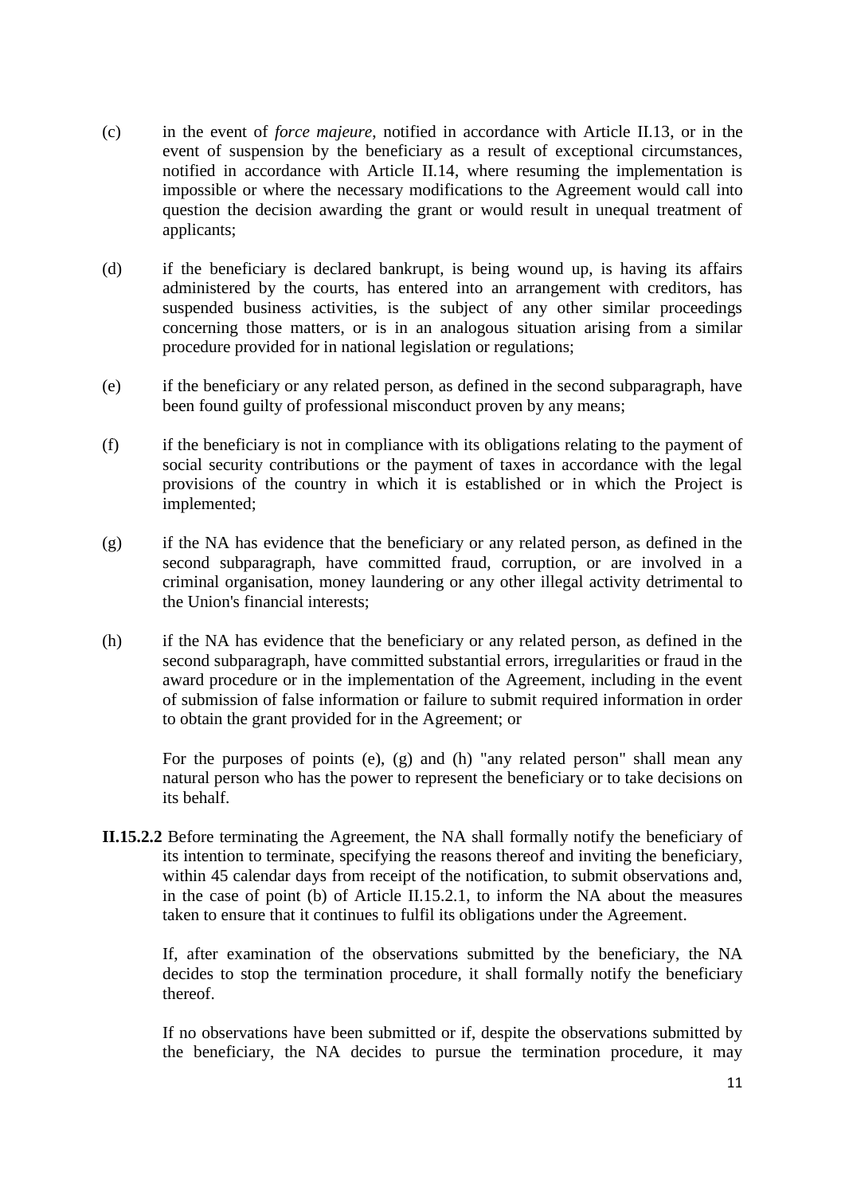(c) in the event of *force majeure*, notified in accordance with Article II.13, or in the event of suspension by the beneficiary as a result of exceptional circumstances, notified in accordance with Article II.14, where resuming the implementation is impossible or where the necessary modifications to the Agreement would call into question the decision awarding the grant or would result in unequal treatment of applicants;

(d) if the beneficiary is declared bankrupt, is being wound up, is having its affairs administered by the courts, has entered into an arrangement with creditors, has suspended business activities, is the subject of any other similar proceedings concerning those matters, or is in an analogous situation arising from a similar procedure provided for in national legislation or regulations;

(e) if the beneficiary or any related person, as defined in the second subparagraph, have been found guilty of professional misconduct proven by any means;

(f) if the beneficiary is not in compliance with its obligations relating to the payment of social security contributions or the payment of taxes in accordance with the legal provisions of the country in which it is established or in which the Project is implemented;

(g) if the NA has evidence that the beneficiary or any related person, as defined in the second subparagraph, have committed fraud, corruption, or are involved in a criminal organisation, money laundering or any other illegal activity detrimental to the Union's financial interests;

(h) if the NA has evidence that the beneficiary or any related person, as defined in the second subparagraph, have committed substantial errors, irregularities or fraud in the award procedure or in the implementation of the Agreement, including in the event of submission of false information or failure to submit required information in order to obtain the grant provided for in the Agreement; or

For the purposes of points (e), (g) and (h) "any related person" shall mean any natural person who has the power to represent the beneficiary or to take decisions on its behalf.

**II.15.2.2** Before terminating the Agreement, the NA shall formally notify the beneficiary of its intention to terminate, specifying the reasons thereof and inviting the beneficiary, within 45 calendar days from receipt of the notification, to submit observations and, in the case of point (b) of Article II.15.2.1, to inform the NA about the measures taken to ensure that it continues to fulfil its obligations under the Agreement.

If, after examination of the observations submitted by the beneficiary, the NA decides to stop the termination procedure, it shall formally notify the beneficiary thereof.

If no observations have been submitted or if, despite the observations submitted by the beneficiary, the NA decides to pursue the termination procedure, it may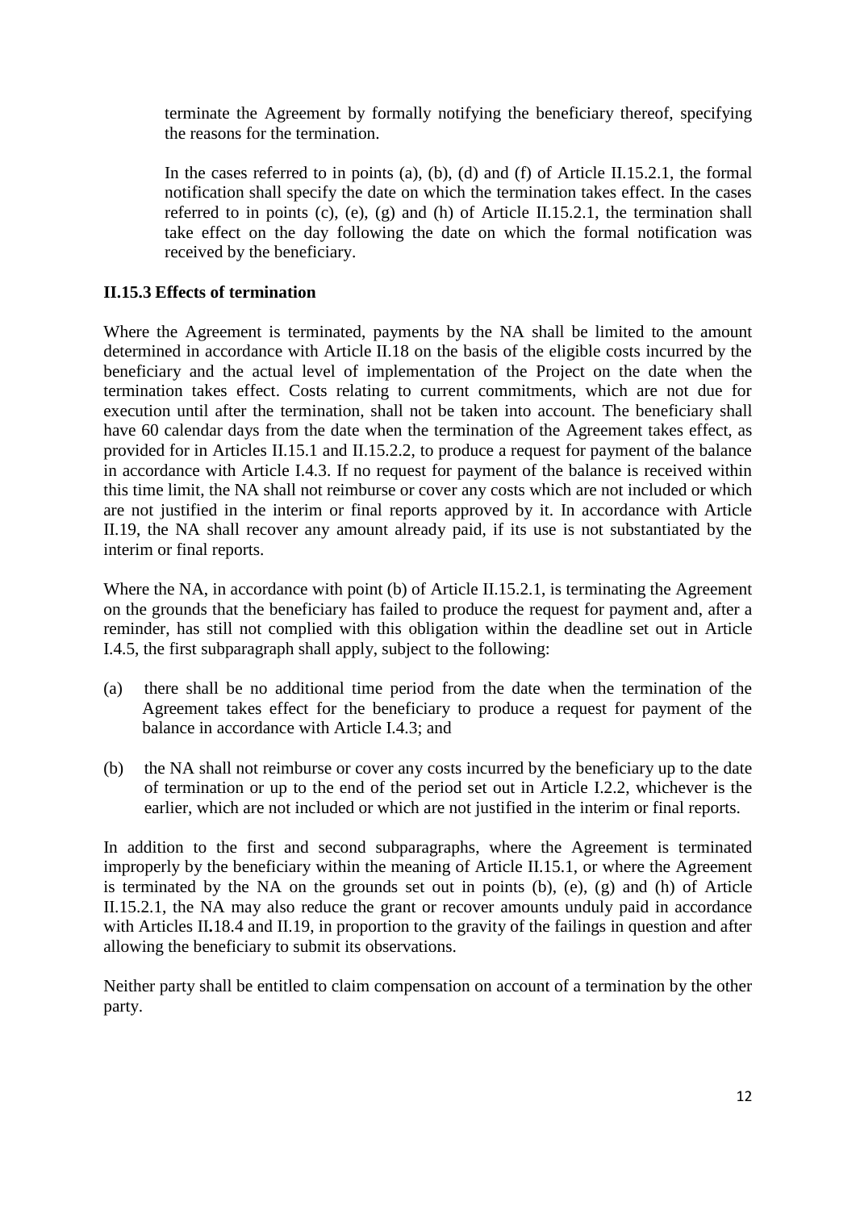terminate the Agreement by formally notifying the beneficiary thereof, specifying the reasons for the termination.

In the cases referred to in points (a), (b), (d) and (f) of Article II.15.2.1, the formal notification shall specify the date on which the termination takes effect. In the cases referred to in points (c), (e), (g) and (h) of Article II.15.2.1, the termination shall take effect on the day following the date on which the formal notification was received by the beneficiary.

**II.15.3 Effects of termination**

Where the Agreement is terminated, payments by the NA shall be limited to the amount determined in accordance with Article II.18 on the basis of the eligible costs incurred by the beneficiary and the actual level of implementation of the Project on the date when the termination takes effect. Costs relating to current commitments, which are not due for execution until after the termination, shall not be taken into account. The beneficiary shall have 60 calendar days from the date when the termination of the Agreement takes effect, as provided for in Articles II.15.1 and II.15.2.2, to produce a request for payment of the balance in accordance with Article I.4.3. If no request for payment of the balance is received within this time limit, the NA shall not reimburse or cover any costs which are not included or which are not justified in the interim or final reports approved by it. In accordance with Article II.19, the NA shall recover any amount already paid, if its use is not substantiated by the interim or final reports.

Where the NA, in accordance with point (b) of Article II.15.2.1, is terminating the Agreement on the grounds that the beneficiary has failed to produce the request for payment and, after a reminder, has still not complied with this obligation within the deadline set out in Article I.4.5, the first subparagraph shall apply, subject to the following:

(a) there shall be no additional time period from the date when the termination of the Agreement takes effect for the beneficiary to produce a request for payment of the balance in accordance with Article I.4.3; and

(b) the NA shall not reimburse or cover any costs incurred by the beneficiary up to the date of termination or up to the end of the period set out in Article I.2.2, whichever is the earlier, which are not included or which are not justified in the interim or final reports.

In addition to the first and second subparagraphs, where the Agreement is terminated improperly by the beneficiary within the meaning of Article II.15.1, or where the Agreement is terminated by the NA on the grounds set out in points (b), (e), (g) and (h) of Article II.15.2.1, the NA may also reduce the grant or recover amounts unduly paid in accordance with Articles II.18.4 and II.19, in proportion to the gravity of the failings in question and after allowing the beneficiary to submit its observations.

Neither party shall be entitled to claim compensation on account of a termination by the other party.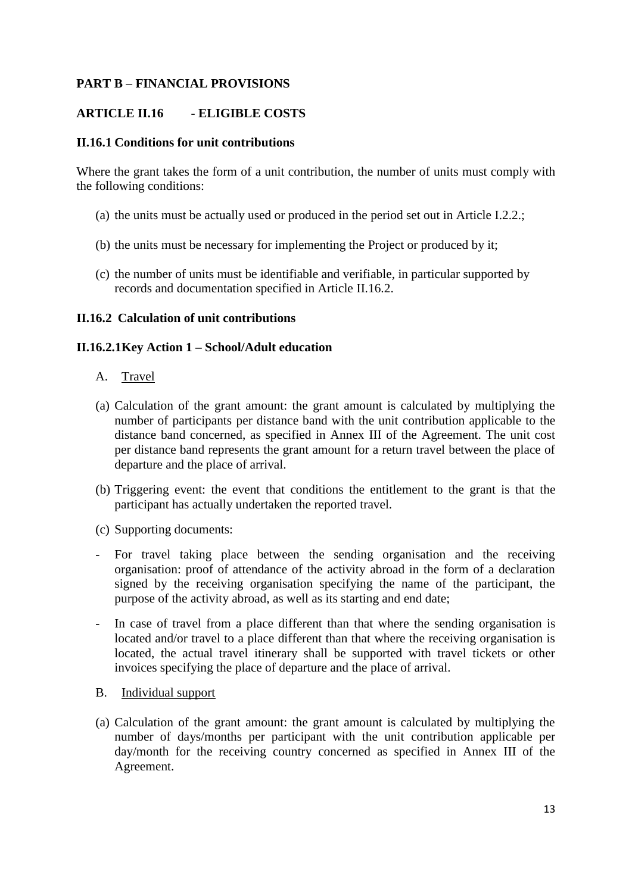## PART B – FINANCIAL PROVISIONS

## ARTICLE II.16 - ELIGIBLE COSTS

### II.16.1 Conditions for unit contributions

Where the grant takes the form of a unit contribution, the number of units must comply with the following conditions:

(a) the units must be actually used or produced in the period set out in Article I.2.2.;

(b) the units must be necessary for implementing the Project or produced by it;

(c) the number of units must be identifiable and verifiable, in particular supported by records and documentation specified in Article II.16.2.

### II.16.2 Calculation of unit contributions

#### II.16.2.1Key Action 1 – School/Adult education

A. Travel

(a) Calculation of the grant amount: the grant amount is calculated by multiplying the number of participants per distance band with the unit contribution applicable to the distance band concerned, as specified in Annex III of the Agreement. The unit cost per distance band represents the grant amount for a return travel between the place of departure and the place of arrival.

(b) Triggering event: the event that conditions the entitlement to the grant is that the participant has actually undertaken the reported travel.

(c) Supporting documents:

- For travel taking place between the sending organisation and the receiving organisation: proof of attendance of the activity abroad in the form of a declaration signed by the receiving organisation specifying the name of the participant, the purpose of the activity abroad, as well as its starting and end date;
- In case of travel from a place different than that where the sending organisation is located and/or travel to a place different than that where the receiving organisation is located, the actual travel itinerary shall be supported with travel tickets or other invoices specifying the place of departure and the place of arrival.

B. Individual support

(a) Calculation of the grant amount: the grant amount is calculated by multiplying the number of days/months per participant with the unit contribution applicable per day/month for the receiving country concerned as specified in Annex III of the Agreement.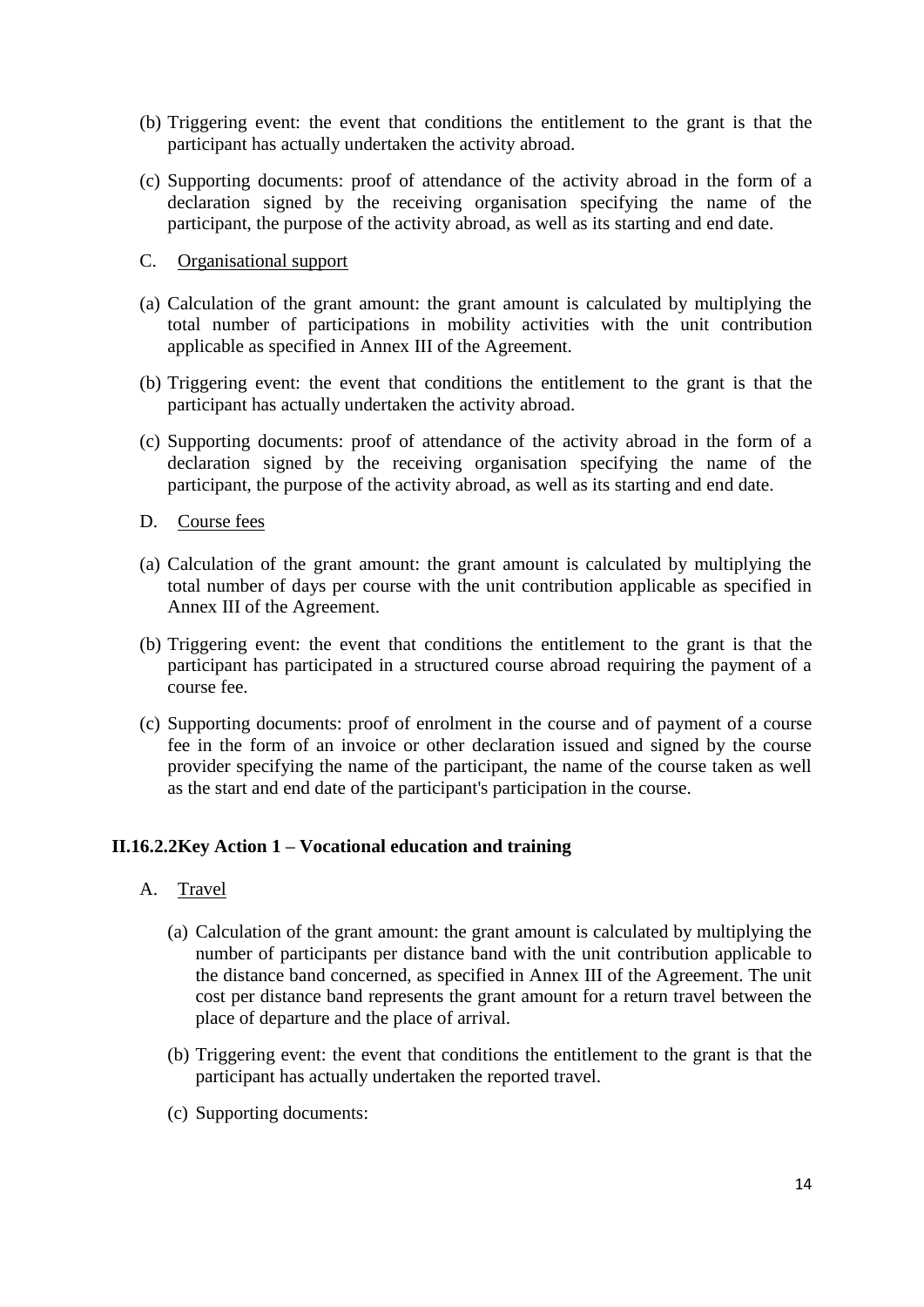(b) Triggering event: the event that conditions the entitlement to the grant is that the participant has actually undertaken the activity abroad.

(c) Supporting documents: proof of attendance of the activity abroad in the form of a declaration signed by the receiving organisation specifying the name of the participant, the purpose of the activity abroad, as well as its starting and end date.

C. Organisational support

(a) Calculation of the grant amount: the grant amount is calculated by multiplying the total number of participations in mobility activities with the unit contribution applicable as specified in Annex III of the Agreement.

(b) Triggering event: the event that conditions the entitlement to the grant is that the participant has actually undertaken the activity abroad.

(c) Supporting documents: proof of attendance of the activity abroad in the form of a declaration signed by the receiving organisation specifying the name of the participant, the purpose of the activity abroad, as well as its starting and end date.

D. Course fees

(a) Calculation of the grant amount: the grant amount is calculated by multiplying the total number of days per course with the unit contribution applicable as specified in Annex III of the Agreement.

(b) Triggering event: the event that conditions the entitlement to the grant is that the participant has participated in a structured course abroad requiring the payment of a course fee.

(c) Supporting documents: proof of enrolment in the course and of payment of a course fee in the form of an invoice or other declaration issued and signed by the course provider specifying the name of the participant, the name of the course taken as well as the start and end date of the participant's participation in the course.

### II.16.2.2 Key Action 1 – Vocational education and training

A. Travel

(a) Calculation of the grant amount: the grant amount is calculated by multiplying the number of participants per distance band with the unit contribution applicable to the distance band concerned, as specified in Annex III of the Agreement. The unit cost per distance band represents the grant amount for a return travel between the place of departure and the place of arrival.

(b) Triggering event: the event that conditions the entitlement to the grant is that the participant has actually undertaken the reported travel.

(c) Supporting documents: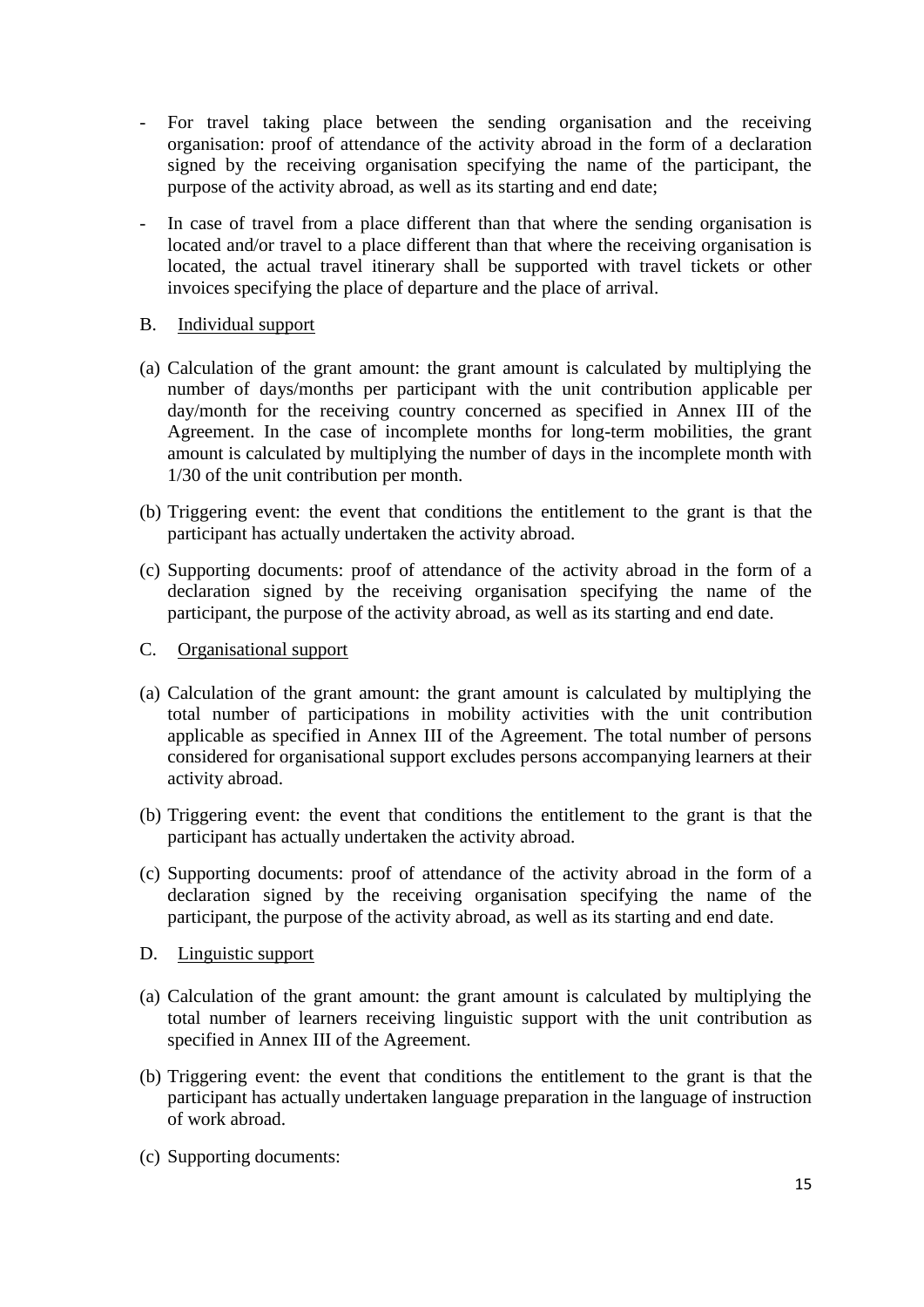- For travel taking place between the sending organisation and the receiving organisation: proof of attendance of the activity abroad in the form of a declaration signed by the receiving organisation specifying the name of the participant, the purpose of the activity abroad, as well as its starting and end date;

- In case of travel from a place different than that where the sending organisation is located and/or travel to a place different than that where the receiving organisation is located, the actual travel itinerary shall be supported with travel tickets or other invoices specifying the place of departure and the place of arrival.

B. Individual support

(a) Calculation of the grant amount: the grant amount is calculated by multiplying the number of days/months per participant with the unit contribution applicable per day/month for the receiving country concerned as specified in Annex III of the Agreement. In the case of incomplete months for long-term mobilities, the grant amount is calculated by multiplying the number of days in the incomplete month with 1/30 of the unit contribution per month.

(b) Triggering event: the event that conditions the entitlement to the grant is that the participant has actually undertaken the activity abroad.

(c) Supporting documents: proof of attendance of the activity abroad in the form of a declaration signed by the receiving organisation specifying the name of the participant, the purpose of the activity abroad, as well as its starting and end date.

C. Organisational support

(a) Calculation of the grant amount: the grant amount is calculated by multiplying the total number of participations in mobility activities with the unit contribution applicable as specified in Annex III of the Agreement. The total number of persons considered for organisational support excludes persons accompanying learners at their activity abroad.

(b) Triggering event: the event that conditions the entitlement to the grant is that the participant has actually undertaken the activity abroad.

(c) Supporting documents: proof of attendance of the activity abroad in the form of a declaration signed by the receiving organisation specifying the name of the participant, the purpose of the activity abroad, as well as its starting and end date.

D. Linguistic support

(a) Calculation of the grant amount: the grant amount is calculated by multiplying the total number of learners receiving linguistic support with the unit contribution as specified in Annex III of the Agreement.

(b) Triggering event: the event that conditions the entitlement to the grant is that the participant has actually undertaken language preparation in the language of instruction of work abroad.

(c) Supporting documents: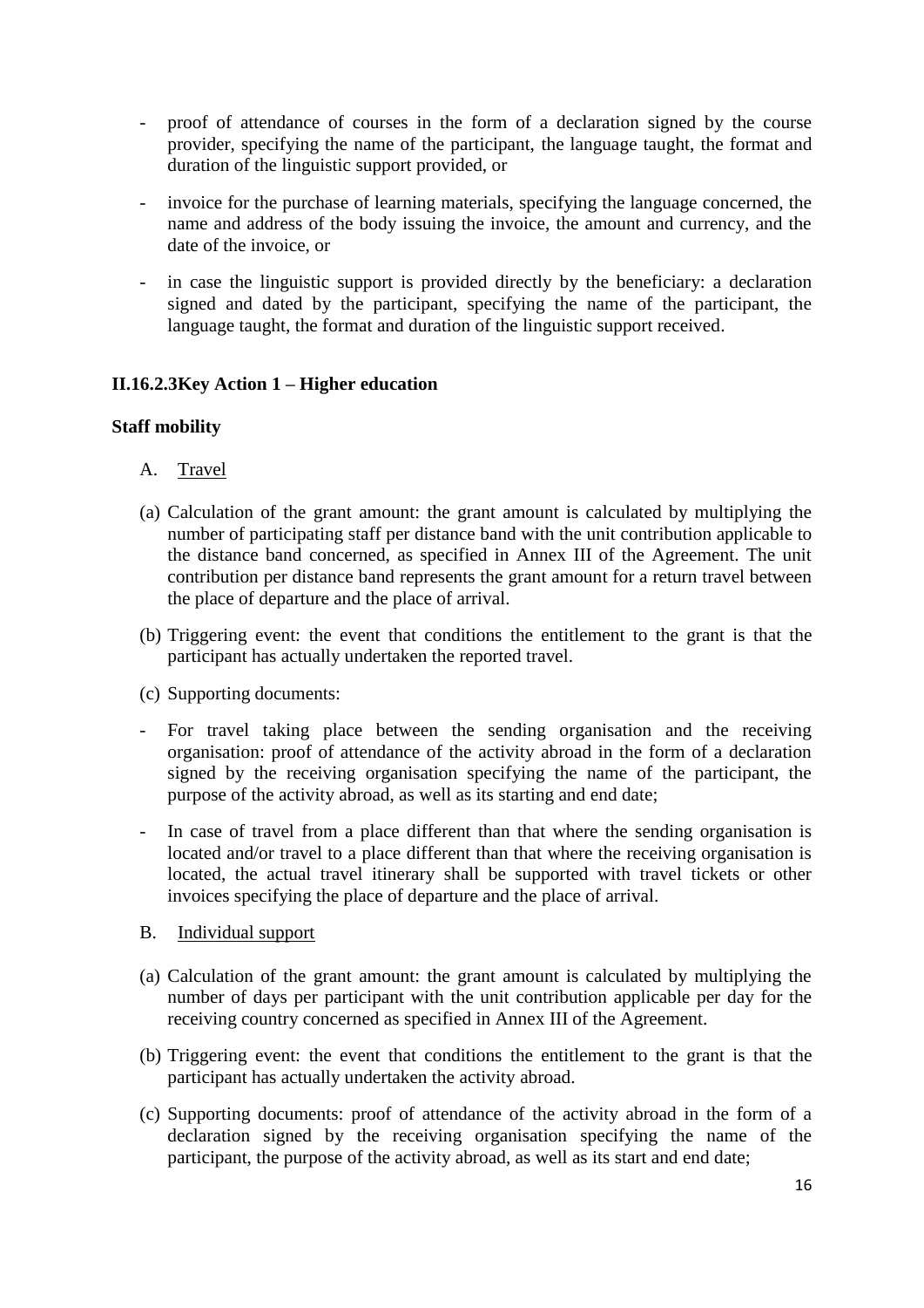- proof of attendance of courses in the form of a declaration signed by the course provider, specifying the name of the participant, the language taught, the format and duration of the linguistic support provided, or

- invoice for the purchase of learning materials, specifying the language concerned, the name and address of the body issuing the invoice, the amount and currency, and the date of the invoice, or

- in case the linguistic support is provided directly by the beneficiary: a declaration signed and dated by the participant, specifying the name of the participant, the language taught, the format and duration of the linguistic support received.

**II.16.2.3Key Action 1 – Higher education**

**Staff mobility**

A. Travel

(a) Calculation of the grant amount: the grant amount is calculated by multiplying the number of participating staff per distance band with the unit contribution applicable to the distance band concerned, as specified in Annex III of the Agreement. The unit contribution per distance band represents the grant amount for a return travel between the place of departure and the place of arrival.

(b) Triggering event: the event that conditions the entitlement to the grant is that the participant has actually undertaken the reported travel.

(c) Supporting documents:

- For travel taking place between the sending organisation and the receiving organisation: proof of attendance of the activity abroad in the form of a declaration signed by the receiving organisation specifying the name of the participant, the purpose of the activity abroad, as well as its starting and end date;

- In case of travel from a place different than that where the sending organisation is located and/or travel to a place different than that where the receiving organisation is located, the actual travel itinerary shall be supported with travel tickets or other invoices specifying the place of departure and the place of arrival.

B. Individual support

(a) Calculation of the grant amount: the grant amount is calculated by multiplying the number of days per participant with the unit contribution applicable per day for the receiving country concerned as specified in Annex III of the Agreement.

(b) Triggering event: the event that conditions the entitlement to the grant is that the participant has actually undertaken the activity abroad.

(c) Supporting documents: proof of attendance of the activity abroad in the form of a declaration signed by the receiving organisation specifying the name of the participant, the purpose of the activity abroad, as well as its start and end date;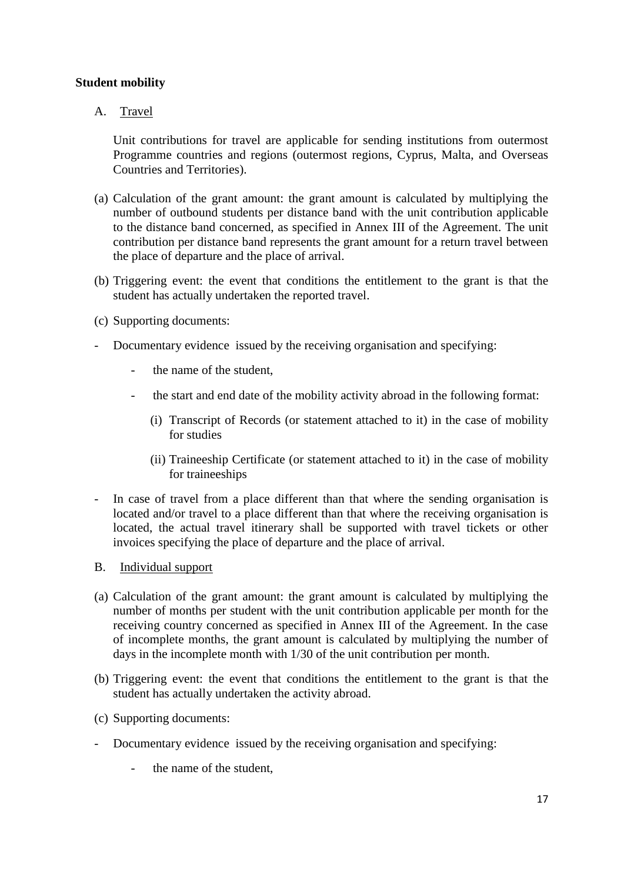**Student mobility**

A. Travel

Unit contributions for travel are applicable for sending institutions from outermost Programme countries and regions (outermost regions, Cyprus, Malta, and Overseas Countries and Territories).

(a) Calculation of the grant amount: the grant amount is calculated by multiplying the number of outbound students per distance band with the unit contribution applicable to the distance band concerned, as specified in Annex III of the Agreement. The unit contribution per distance band represents the grant amount for a return travel between the place of departure and the place of arrival.

(b) Triggering event: the event that conditions the entitlement to the grant is that the student has actually undertaken the reported travel.

(c) Supporting documents:

- Documentary evidence issued by the receiving organisation and specifying:
  - the name of the student,
  - the start and end date of the mobility activity abroad in the following format:
    - (i) Transcript of Records (or statement attached to it) in the case of mobility for studies
    - (ii) Traineeship Certificate (or statement attached to it) in the case of mobility for traineeships
- In case of travel from a place different than that where the sending organisation is located and/or travel to a place different than that where the receiving organisation is located, the actual travel itinerary shall be supported with travel tickets or other invoices specifying the place of departure and the place of arrival.

B. Individual support

(a) Calculation of the grant amount: the grant amount is calculated by multiplying the number of months per student with the unit contribution applicable per month for the receiving country concerned as specified in Annex III of the Agreement. In the case of incomplete months, the grant amount is calculated by multiplying the number of days in the incomplete month with 1/30 of the unit contribution per month.

(b) Triggering event: the event that conditions the entitlement to the grant is that the student has actually undertaken the activity abroad.

(c) Supporting documents:

- Documentary evidence issued by the receiving organisation and specifying:
  - the name of the student,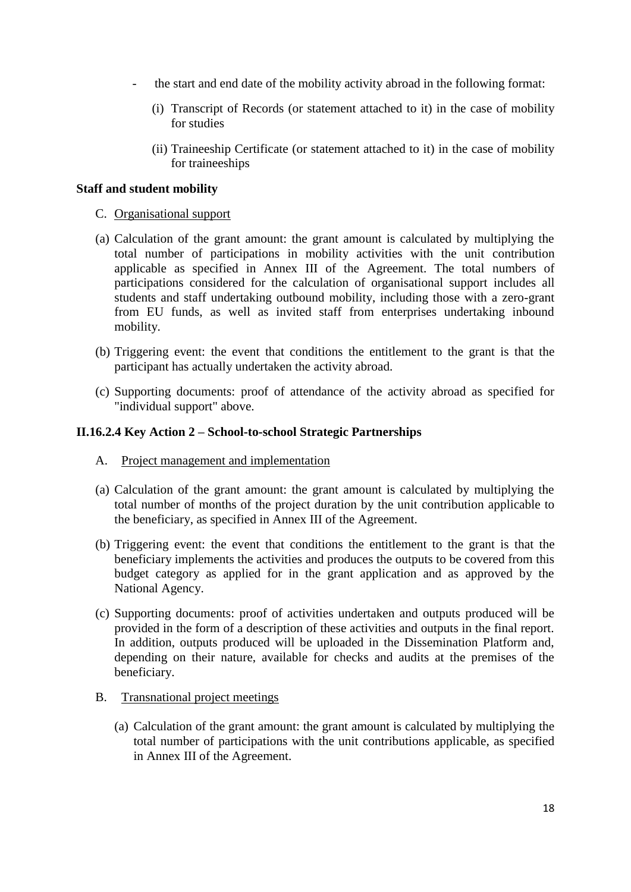- the start and end date of the mobility activity abroad in the following format:

  (i) Transcript of Records (or statement attached to it) in the case of mobility for studies

  (ii) Traineeship Certificate (or statement attached to it) in the case of mobility for traineeships

**Staff and student mobility**

C. Organisational support

(a) Calculation of the grant amount: the grant amount is calculated by multiplying the total number of participations in mobility activities with the unit contribution applicable as specified in Annex III of the Agreement. The total numbers of participations considered for the calculation of organisational support includes all students and staff undertaking outbound mobility, including those with a zero-grant from EU funds, as well as invited staff from enterprises undertaking inbound mobility.

(b) Triggering event: the event that conditions the entitlement to the grant is that the participant has actually undertaken the activity abroad.

(c) Supporting documents: proof of attendance of the activity abroad as specified for "individual support" above.

**II.16.2.4 Key Action 2 – School-to-school Strategic Partnerships**

A. Project management and implementation

(a) Calculation of the grant amount: the grant amount is calculated by multiplying the total number of months of the project duration by the unit contribution applicable to the beneficiary, as specified in Annex III of the Agreement.

(b) Triggering event: the event that conditions the entitlement to the grant is that the beneficiary implements the activities and produces the outputs to be covered from this budget category as applied for in the grant application and as approved by the National Agency.

(c) Supporting documents: proof of activities undertaken and outputs produced will be provided in the form of a description of these activities and outputs in the final report. In addition, outputs produced will be uploaded in the Dissemination Platform and, depending on their nature, available for checks and audits at the premises of the beneficiary.

B. Transnational project meetings

(a) Calculation of the grant amount: the grant amount is calculated by multiplying the total number of participations with the unit contributions applicable, as specified in Annex III of the Agreement.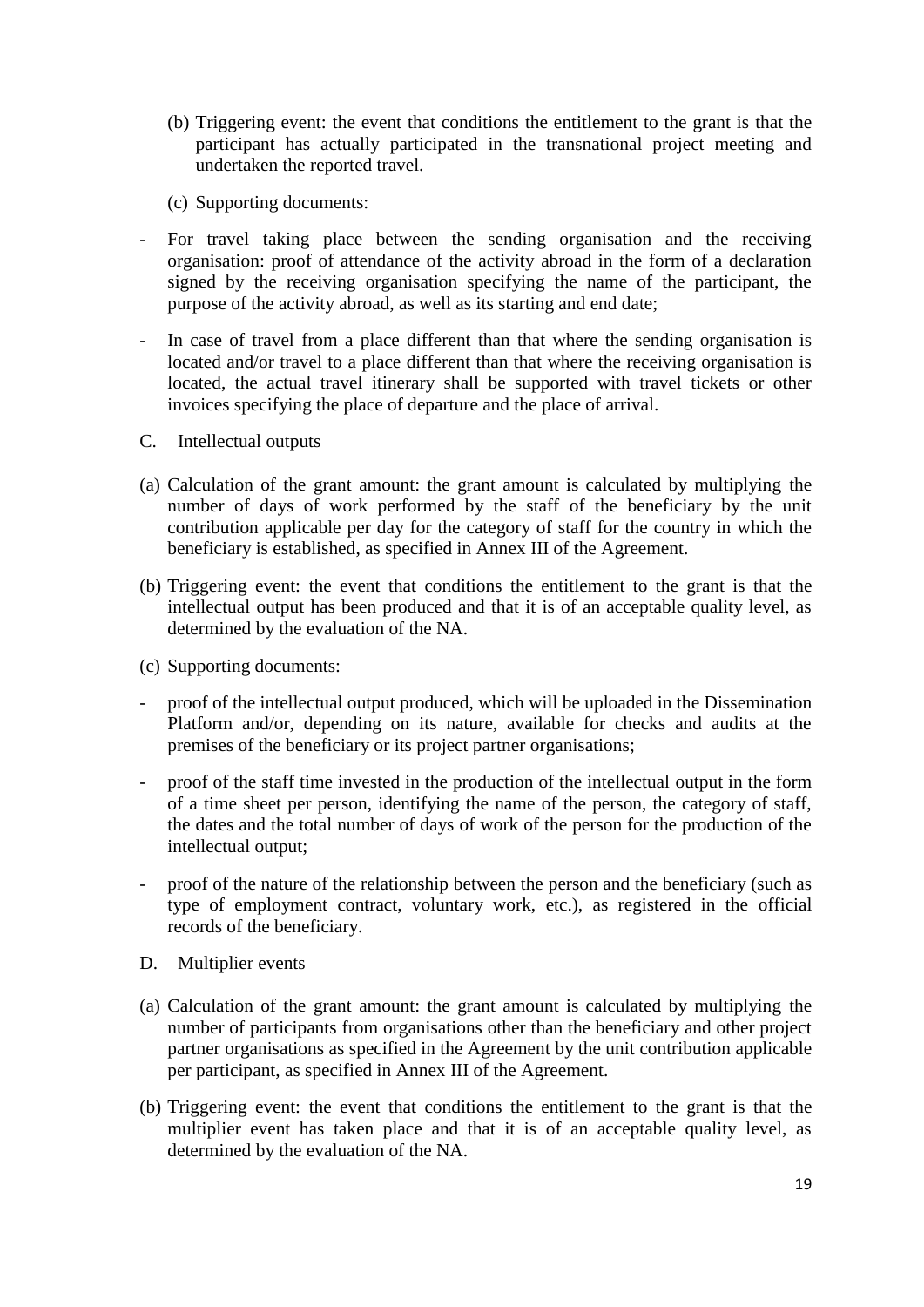(b) Triggering event: the event that conditions the entitlement to the grant is that the participant has actually participated in the transnational project meeting and undertaken the reported travel.

(c) Supporting documents:

- For travel taking place between the sending organisation and the receiving organisation: proof of attendance of the activity abroad in the form of a declaration signed by the receiving organisation specifying the name of the participant, the purpose of the activity abroad, as well as its starting and end date;

- In case of travel from a place different than that where the sending organisation is located and/or travel to a place different than that where the receiving organisation is located, the actual travel itinerary shall be supported with travel tickets or other invoices specifying the place of departure and the place of arrival.

C. Intellectual outputs

(a) Calculation of the grant amount: the grant amount is calculated by multiplying the number of days of work performed by the staff of the beneficiary by the unit contribution applicable per day for the category of staff for the country in which the beneficiary is established, as specified in Annex III of the Agreement.

(b) Triggering event: the event that conditions the entitlement to the grant is that the intellectual output has been produced and that it is of an acceptable quality level, as determined by the evaluation of the NA.

(c) Supporting documents:

- proof of the intellectual output produced, which will be uploaded in the Dissemination Platform and/or, depending on its nature, available for checks and audits at the premises of the beneficiary or its project partner organisations;

- proof of the staff time invested in the production of the intellectual output in the form of a time sheet per person, identifying the name of the person, the category of staff, the dates and the total number of days of work of the person for the production of the intellectual output;

- proof of the nature of the relationship between the person and the beneficiary (such as type of employment contract, voluntary work, etc.), as registered in the official records of the beneficiary.

D. Multiplier events

(a) Calculation of the grant amount: the grant amount is calculated by multiplying the number of participants from organisations other than the beneficiary and other project partner organisations as specified in the Agreement by the unit contribution applicable per participant, as specified in Annex III of the Agreement.

(b) Triggering event: the event that conditions the entitlement to the grant is that the multiplier event has taken place and that it is of an acceptable quality level, as determined by the evaluation of the NA.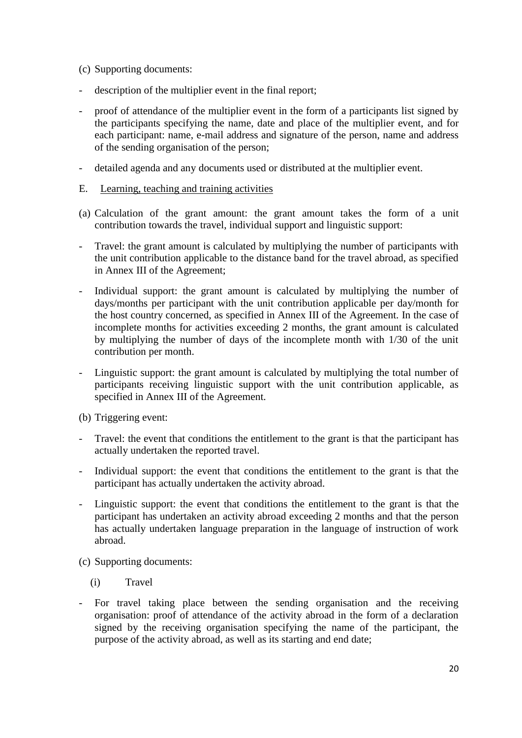(c) Supporting documents:

- description of the multiplier event in the final report;
- proof of attendance of the multiplier event in the form of a participants list signed by the participants specifying the name, date and place of the multiplier event, and for each participant: name, e-mail address and signature of the person, name and address of the sending organisation of the person;
- detailed agenda and any documents used or distributed at the multiplier event.

E. Learning, teaching and training activities

(a) Calculation of the grant amount: the grant amount takes the form of a unit contribution towards the travel, individual support and linguistic support:

- Travel: the grant amount is calculated by multiplying the number of participants with the unit contribution applicable to the distance band for the travel abroad, as specified in Annex III of the Agreement;
- Individual support: the grant amount is calculated by multiplying the number of days/months per participant with the unit contribution applicable per day/month for the host country concerned, as specified in Annex III of the Agreement. In the case of incomplete months for activities exceeding 2 months, the grant amount is calculated by multiplying the number of days of the incomplete month with 1/30 of the unit contribution per month.
- Linguistic support: the grant amount is calculated by multiplying the total number of participants receiving linguistic support with the unit contribution applicable, as specified in Annex III of the Agreement.

(b) Triggering event:

- Travel: the event that conditions the entitlement to the grant is that the participant has actually undertaken the reported travel.
- Individual support: the event that conditions the entitlement to the grant is that the participant has actually undertaken the activity abroad.
- Linguistic support: the event that conditions the entitlement to the grant is that the participant has undertaken an activity abroad exceeding 2 months and that the person has actually undertaken language preparation in the language of instruction of work abroad.

(c) Supporting documents:

(i) Travel

- For travel taking place between the sending organisation and the receiving organisation: proof of attendance of the activity abroad in the form of a declaration signed by the receiving organisation specifying the name of the participant, the purpose of the activity abroad, as well as its starting and end date;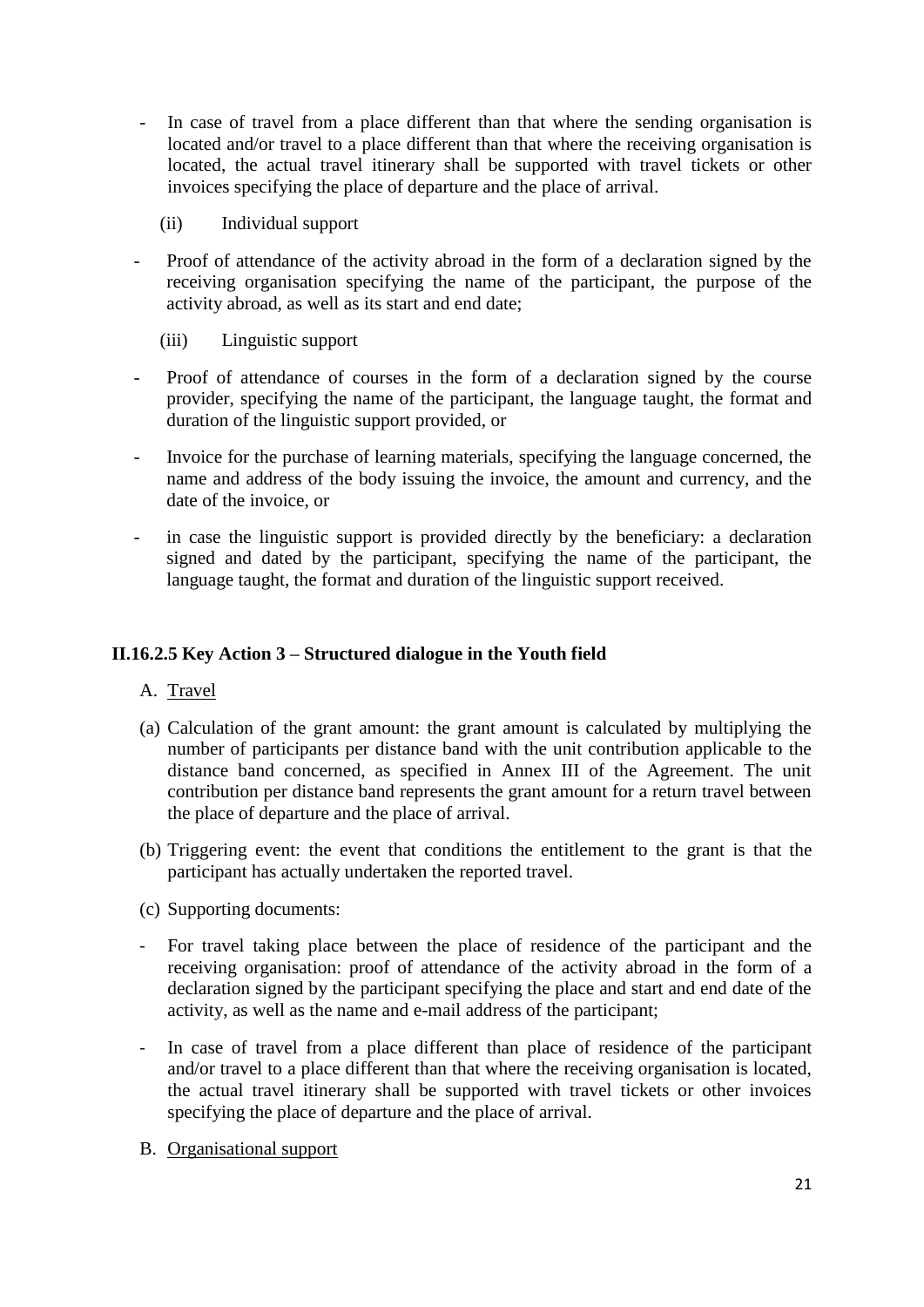- In case of travel from a place different than that where the sending organisation is located and/or travel to a place different than that where the receiving organisation is located, the actual travel itinerary shall be supported with travel tickets or other invoices specifying the place of departure and the place of arrival.

(ii) Individual support

- Proof of attendance of the activity abroad in the form of a declaration signed by the receiving organisation specifying the name of the participant, the purpose of the activity abroad, as well as its start and end date;

(iii) Linguistic support

- Proof of attendance of courses in the form of a declaration signed by the course provider, specifying the name of the participant, the language taught, the format and duration of the linguistic support provided, or
- Invoice for the purchase of learning materials, specifying the language concerned, the name and address of the body issuing the invoice, the amount and currency, and the date of the invoice, or
- in case the linguistic support is provided directly by the beneficiary: a declaration signed and dated by the participant, specifying the name of the participant, the language taught, the format and duration of the linguistic support received.

### II.16.2.5 Key Action 3 – Structured dialogue in the Youth field

A. Travel

(a) Calculation of the grant amount: the grant amount is calculated by multiplying the number of participants per distance band with the unit contribution applicable to the distance band concerned, as specified in Annex III of the Agreement. The unit contribution per distance band represents the grant amount for a return travel between the place of departure and the place of arrival.

(b) Triggering event: the event that conditions the entitlement to the grant is that the participant has actually undertaken the reported travel.

(c) Supporting documents:

- For travel taking place between the place of residence of the participant and the receiving organisation: proof of attendance of the activity abroad in the form of a declaration signed by the participant specifying the place and start and end date of the activity, as well as the name and e-mail address of the participant;
- In case of travel from a place different than place of residence of the participant and/or travel to a place different than that where the receiving organisation is located, the actual travel itinerary shall be supported with travel tickets or other invoices specifying the place of departure and the place of arrival.

B. Organisational support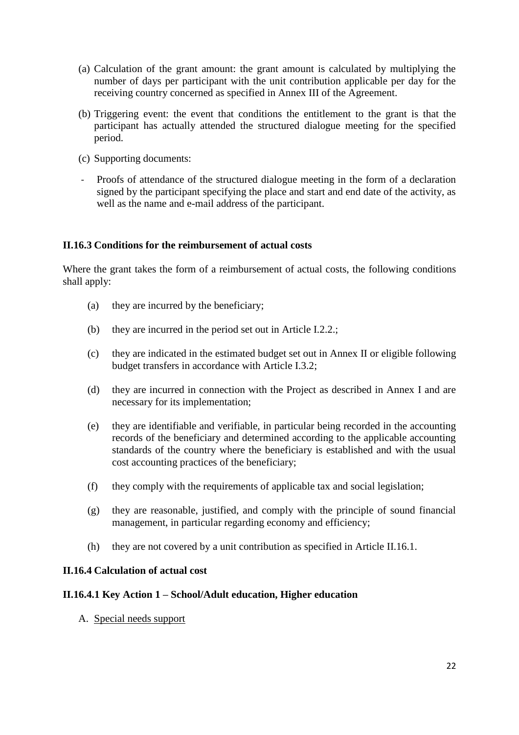(a) Calculation of the grant amount: the grant amount is calculated by multiplying the number of days per participant with the unit contribution applicable per day for the receiving country concerned as specified in Annex III of the Agreement.

(b) Triggering event: the event that conditions the entitlement to the grant is that the participant has actually attended the structured dialogue meeting for the specified period.

(c) Supporting documents:

- Proofs of attendance of the structured dialogue meeting in the form of a declaration signed by the participant specifying the place and start and end date of the activity, as well as the name and e-mail address of the participant.

**II.16.3 Conditions for the reimbursement of actual costs**

Where the grant takes the form of a reimbursement of actual costs, the following conditions shall apply:

(a) they are incurred by the beneficiary;

(b) they are incurred in the period set out in Article I.2.2.;

(c) they are indicated in the estimated budget set out in Annex II or eligible following budget transfers in accordance with Article I.3.2;

(d) they are incurred in connection with the Project as described in Annex I and are necessary for its implementation;

(e) they are identifiable and verifiable, in particular being recorded in the accounting records of the beneficiary and determined according to the applicable accounting standards of the country where the beneficiary is established and with the usual cost accounting practices of the beneficiary;

(f) they comply with the requirements of applicable tax and social legislation;

(g) they are reasonable, justified, and comply with the principle of sound financial management, in particular regarding economy and efficiency;

(h) they are not covered by a unit contribution as specified in Article II.16.1.

**II.16.4 Calculation of actual cost**

**II.16.4.1 Key Action 1 – School/Adult education, Higher education**

A. <u>Special needs support</u>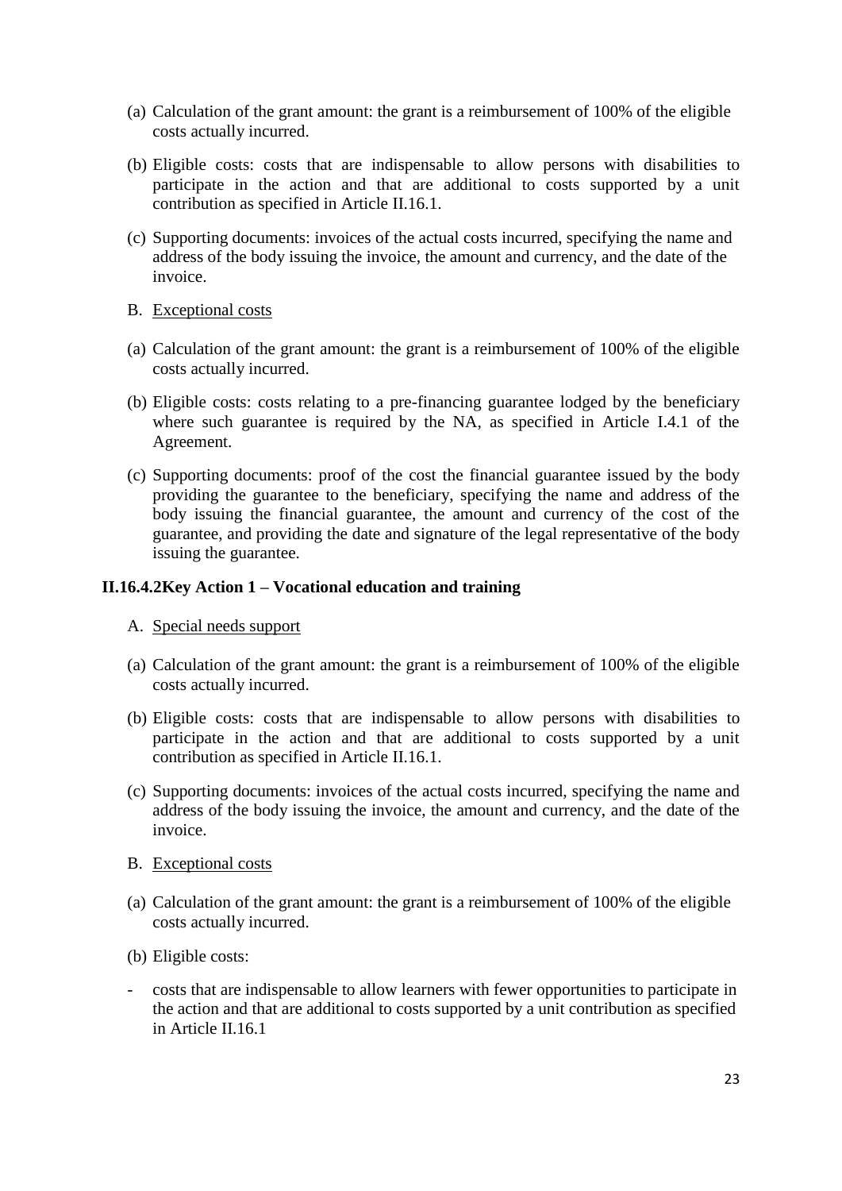(a) Calculation of the grant amount: the grant is a reimbursement of 100% of the eligible costs actually incurred.

(b) Eligible costs: costs that are indispensable to allow persons with disabilities to participate in the action and that are additional to costs supported by a unit contribution as specified in Article II.16.1.

(c) Supporting documents: invoices of the actual costs incurred, specifying the name and address of the body issuing the invoice, the amount and currency, and the date of the invoice.

B. Exceptional costs

(a) Calculation of the grant amount: the grant is a reimbursement of 100% of the eligible costs actually incurred.

(b) Eligible costs: costs relating to a pre-financing guarantee lodged by the beneficiary where such guarantee is required by the NA, as specified in Article I.4.1 of the Agreement.

(c) Supporting documents: proof of the cost the financial guarantee issued by the body providing the guarantee to the beneficiary, specifying the name and address of the body issuing the financial guarantee, the amount and currency of the cost of the guarantee, and providing the date and signature of the legal representative of the body issuing the guarantee.

#### II.16.4.2 Key Action 1 – Vocational education and training

A. Special needs support

(a) Calculation of the grant amount: the grant is a reimbursement of 100% of the eligible costs actually incurred.

(b) Eligible costs: costs that are indispensable to allow persons with disabilities to participate in the action and that are additional to costs supported by a unit contribution as specified in Article II.16.1.

(c) Supporting documents: invoices of the actual costs incurred, specifying the name and address of the body issuing the invoice, the amount and currency, and the date of the invoice.

B. Exceptional costs

(a) Calculation of the grant amount: the grant is a reimbursement of 100% of the eligible costs actually incurred.

(b) Eligible costs:

- costs that are indispensable to allow learners with fewer opportunities to participate in the action and that are additional to costs supported by a unit contribution as specified in Article II.16.1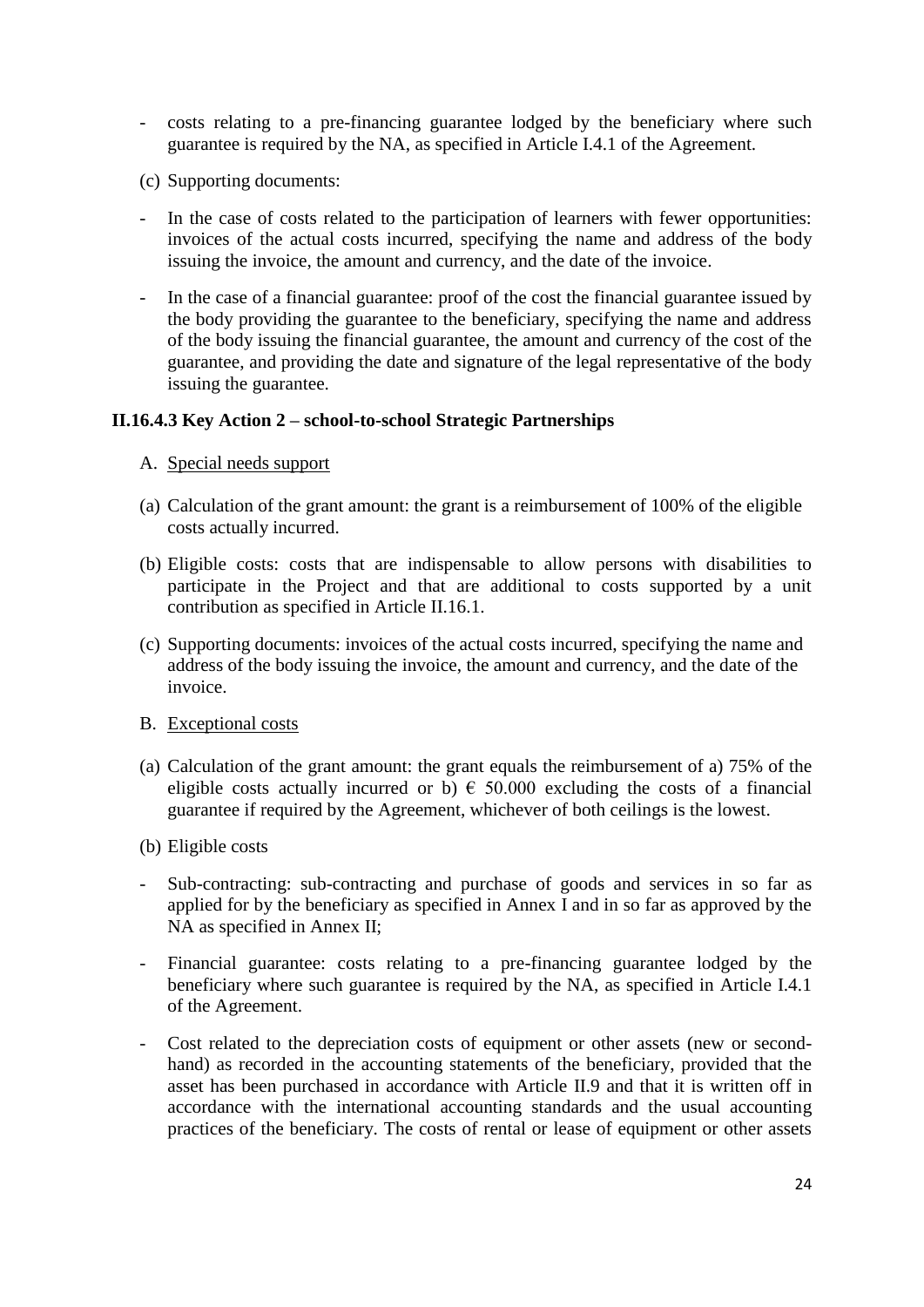- costs relating to a pre-financing guarantee lodged by the beneficiary where such guarantee is required by the NA, as specified in Article I.4.1 of the Agreement.

(c) Supporting documents:

- In the case of costs related to the participation of learners with fewer opportunities: invoices of the actual costs incurred, specifying the name and address of the body issuing the invoice, the amount and currency, and the date of the invoice.

- In the case of a financial guarantee: proof of the cost the financial guarantee issued by the body providing the guarantee to the beneficiary, specifying the name and address of the body issuing the financial guarantee, the amount and currency of the cost of the guarantee, and providing the date and signature of the legal representative of the body issuing the guarantee.

### II.16.4.3 Key Action 2 – school-to-school Strategic Partnerships

A. Special needs support

(a) Calculation of the grant amount: the grant is a reimbursement of 100% of the eligible costs actually incurred.

(b) Eligible costs: costs that are indispensable to allow persons with disabilities to participate in the Project and that are additional to costs supported by a unit contribution as specified in Article II.16.1.

(c) Supporting documents: invoices of the actual costs incurred, specifying the name and address of the body issuing the invoice, the amount and currency, and the date of the invoice.

B. Exceptional costs

(a) Calculation of the grant amount: the grant equals the reimbursement of a) 75% of the eligible costs actually incurred or b) € 50.000 excluding the costs of a financial guarantee if required by the Agreement, whichever of both ceilings is the lowest.

(b) Eligible costs

- Sub-contracting: sub-contracting and purchase of goods and services in so far as applied for by the beneficiary as specified in Annex I and in so far as approved by the NA as specified in Annex II;

- Financial guarantee: costs relating to a pre-financing guarantee lodged by the beneficiary where such guarantee is required by the NA, as specified in Article I.4.1 of the Agreement.

- Cost related to the depreciation costs of equipment or other assets (new or second-hand) as recorded in the accounting statements of the beneficiary, provided that the asset has been purchased in accordance with Article II.9 and that it is written off in accordance with the international accounting standards and the usual accounting practices of the beneficiary. The costs of rental or lease of equipment or other assets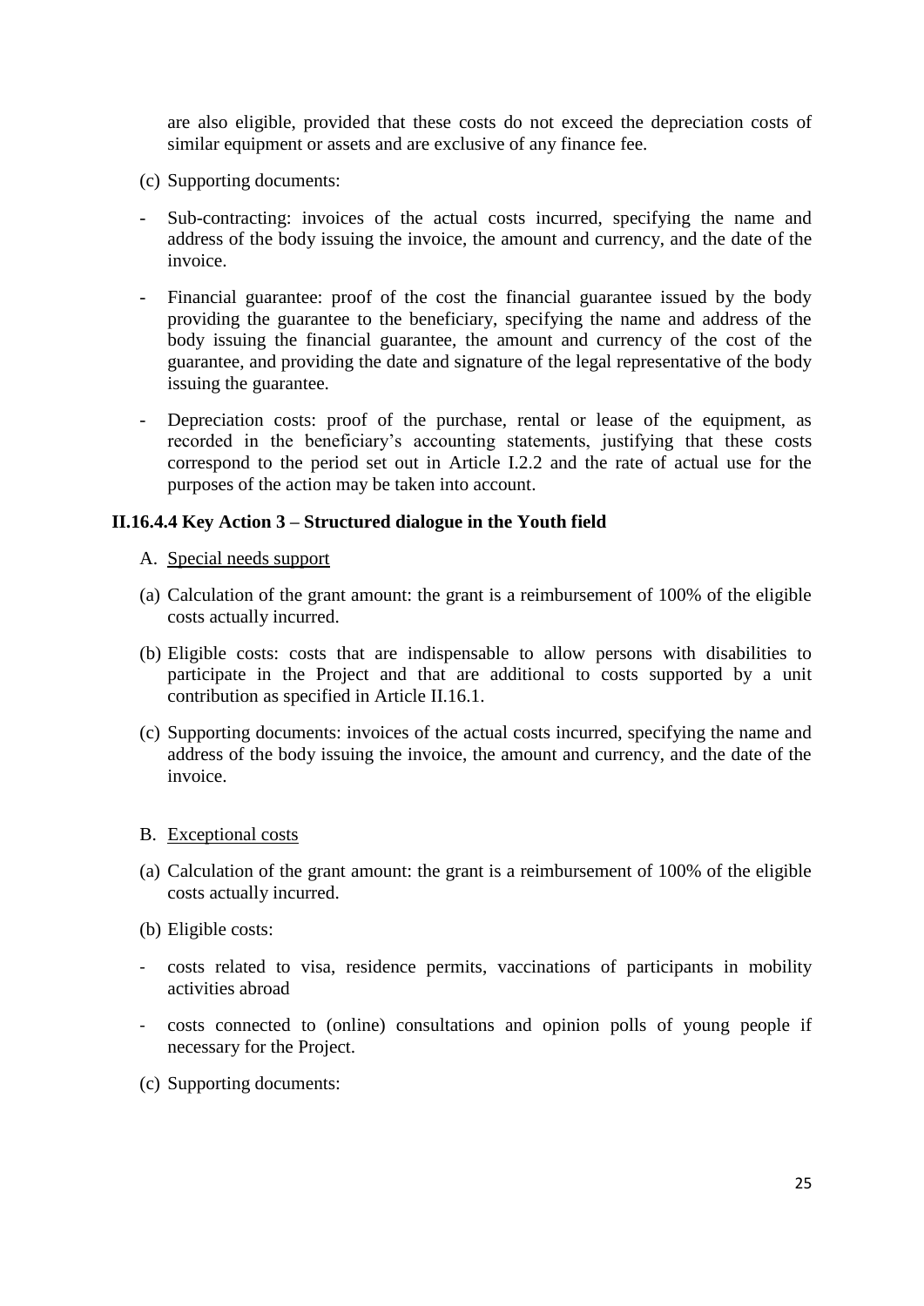are also eligible, provided that these costs do not exceed the depreciation costs of similar equipment or assets and are exclusive of any finance fee.

(c) Supporting documents:

- Sub-contracting: invoices of the actual costs incurred, specifying the name and address of the body issuing the invoice, the amount and currency, and the date of the invoice.
- Financial guarantee: proof of the cost the financial guarantee issued by the body providing the guarantee to the beneficiary, specifying the name and address of the body issuing the financial guarantee, the amount and currency of the cost of the guarantee, and providing the date and signature of the legal representative of the body issuing the guarantee.
- Depreciation costs: proof of the purchase, rental or lease of the equipment, as recorded in the beneficiary's accounting statements, justifying that these costs correspond to the period set out in Article I.2.2 and the rate of actual use for the purposes of the action may be taken into account.

### II.16.4.4 Key Action 3 – Structured dialogue in the Youth field

A. Special needs support

(a) Calculation of the grant amount: the grant is a reimbursement of 100% of the eligible costs actually incurred.

(b) Eligible costs: costs that are indispensable to allow persons with disabilities to participate in the Project and that are additional to costs supported by a unit contribution as specified in Article II.16.1.

(c) Supporting documents: invoices of the actual costs incurred, specifying the name and address of the body issuing the invoice, the amount and currency, and the date of the invoice.

B. Exceptional costs

(a) Calculation of the grant amount: the grant is a reimbursement of 100% of the eligible costs actually incurred.

(b) Eligible costs:

- costs related to visa, residence permits, vaccinations of participants in mobility activities abroad
- costs connected to (online) consultations and opinion polls of young people if necessary for the Project.

(c) Supporting documents: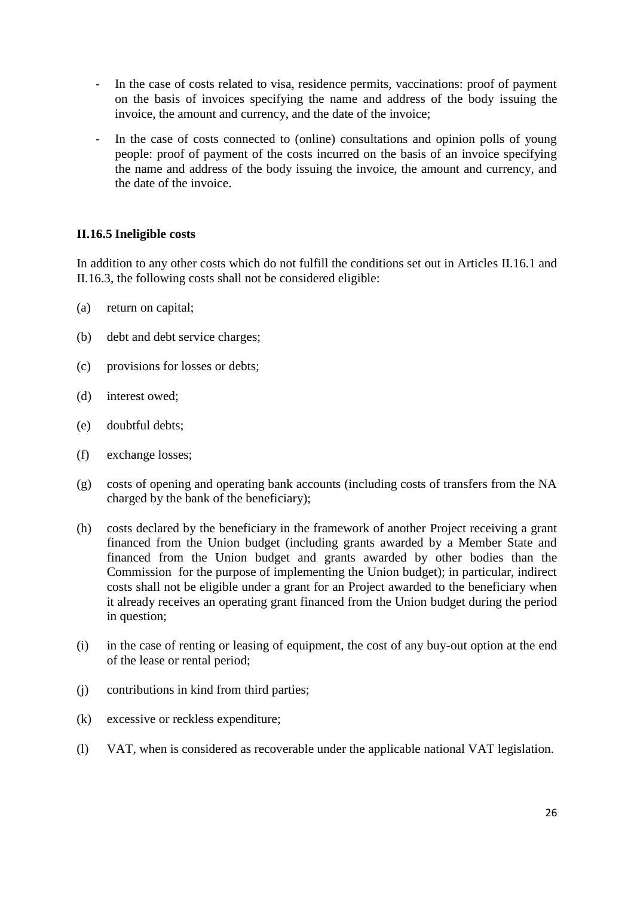- In the case of costs related to visa, residence permits, vaccinations: proof of payment on the basis of invoices specifying the name and address of the body issuing the invoice, the amount and currency, and the date of the invoice;
- In the case of costs connected to (online) consultations and opinion polls of young people: proof of payment of the costs incurred on the basis of an invoice specifying the name and address of the body issuing the invoice, the amount and currency, and the date of the invoice.

**II.16.5 Ineligible costs**

In addition to any other costs which do not fulfill the conditions set out in Articles II.16.1 and II.16.3, the following costs shall not be considered eligible:

(a) return on capital;

(b) debt and debt service charges;

(c) provisions for losses or debts;

(d) interest owed;

(e) doubtful debts;

(f) exchange losses;

(g) costs of opening and operating bank accounts (including costs of transfers from the NA charged by the bank of the beneficiary);

(h) costs declared by the beneficiary in the framework of another Project receiving a grant financed from the Union budget (including grants awarded by a Member State and financed from the Union budget and grants awarded by other bodies than the Commission for the purpose of implementing the Union budget); in particular, indirect costs shall not be eligible under a grant for an Project awarded to the beneficiary when it already receives an operating grant financed from the Union budget during the period in question;

(i) in the case of renting or leasing of equipment, the cost of any buy-out option at the end of the lease or rental period;

(j) contributions in kind from third parties;

(k) excessive or reckless expenditure;

(l) VAT, when is considered as recoverable under the applicable national VAT legislation.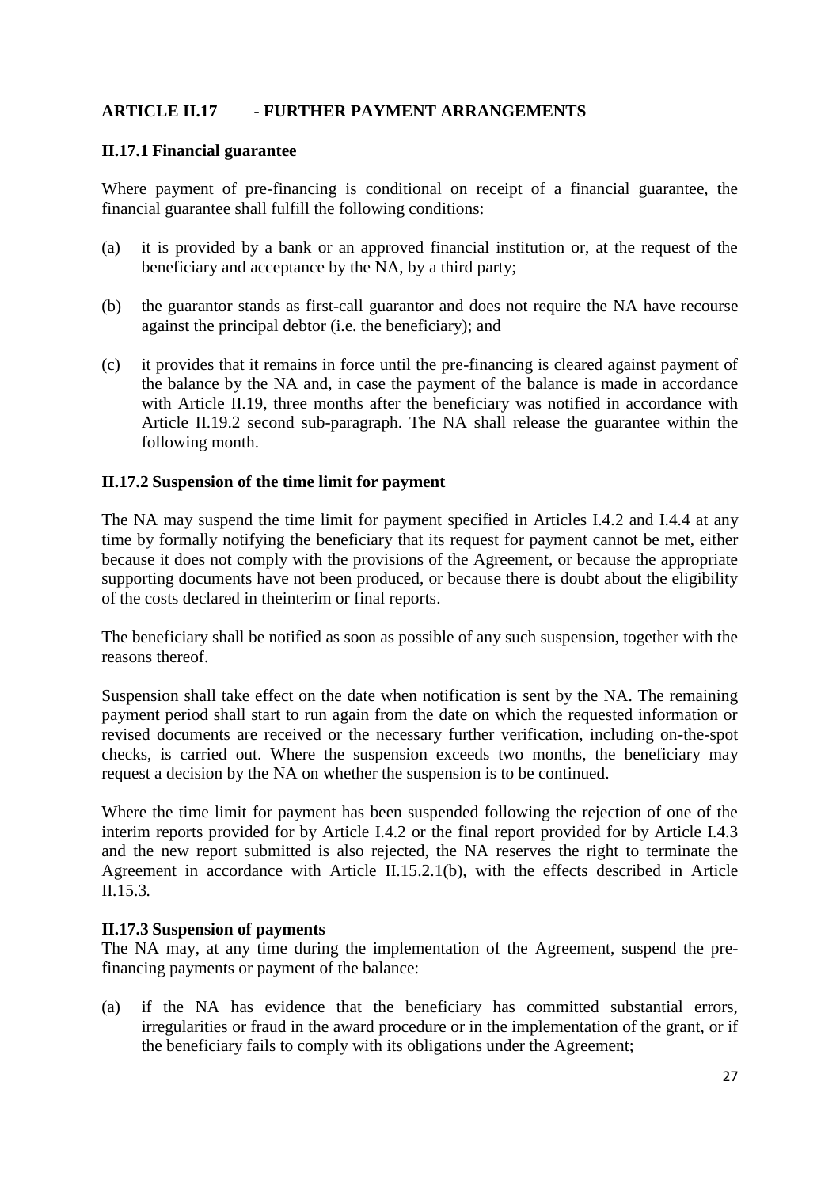## ARTICLE II.17 - FURTHER PAYMENT ARRANGEMENTS

### II.17.1 Financial guarantee

Where payment of pre-financing is conditional on receipt of a financial guarantee, the financial guarantee shall fulfill the following conditions:

(a) it is provided by a bank or an approved financial institution or, at the request of the beneficiary and acceptance by the NA, by a third party;

(b) the guarantor stands as first-call guarantor and does not require the NA have recourse against the principal debtor (i.e. the beneficiary); and

(c) it provides that it remains in force until the pre-financing is cleared against payment of the balance by the NA and, in case the payment of the balance is made in accordance with Article II.19, three months after the beneficiary was notified in accordance with Article II.19.2 second sub-paragraph. The NA shall release the guarantee within the following month.

### II.17.2 Suspension of the time limit for payment

The NA may suspend the time limit for payment specified in Articles I.4.2 and I.4.4 at any time by formally notifying the beneficiary that its request for payment cannot be met, either because it does not comply with the provisions of the Agreement, or because the appropriate supporting documents have not been produced, or because there is doubt about the eligibility of the costs declared in theinterim or final reports.

The beneficiary shall be notified as soon as possible of any such suspension, together with the reasons thereof.

Suspension shall take effect on the date when notification is sent by the NA. The remaining payment period shall start to run again from the date on which the requested information or revised documents are received or the necessary further verification, including on-the-spot checks, is carried out. Where the suspension exceeds two months, the beneficiary may request a decision by the NA on whether the suspension is to be continued.

Where the time limit for payment has been suspended following the rejection of one of the interim reports provided for by Article I.4.2 or the final report provided for by Article I.4.3 and the new report submitted is also rejected, the NA reserves the right to terminate the Agreement in accordance with Article II.15.2.1(b), with the effects described in Article II.15.3*.*

### II.17.3 Suspension of payments

The NA may, at any time during the implementation of the Agreement, suspend the pre-financing payments or payment of the balance:

(a) if the NA has evidence that the beneficiary has committed substantial errors, irregularities or fraud in the award procedure or in the implementation of the grant, or if the beneficiary fails to comply with its obligations under the Agreement;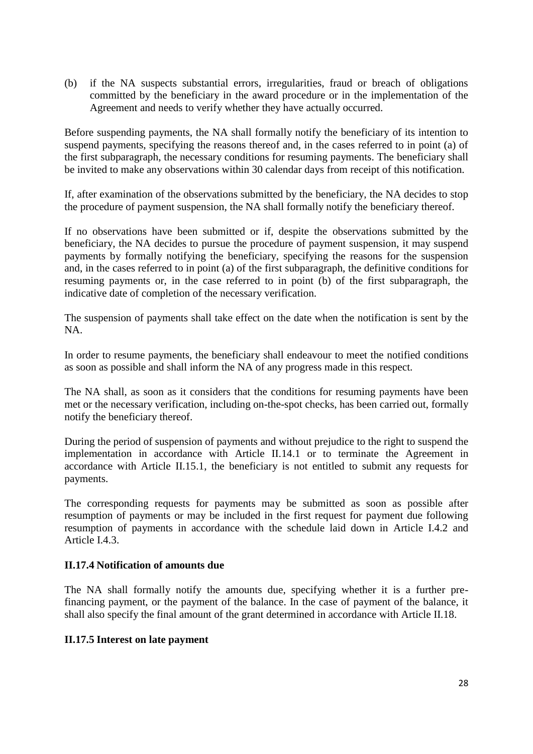(b) if the NA suspects substantial errors, irregularities, fraud or breach of obligations committed by the beneficiary in the award procedure or in the implementation of the Agreement and needs to verify whether they have actually occurred.

Before suspending payments, the NA shall formally notify the beneficiary of its intention to suspend payments, specifying the reasons thereof and, in the cases referred to in point (a) of the first subparagraph, the necessary conditions for resuming payments. The beneficiary shall be invited to make any observations within 30 calendar days from receipt of this notification.

If, after examination of the observations submitted by the beneficiary, the NA decides to stop the procedure of payment suspension, the NA shall formally notify the beneficiary thereof.

If no observations have been submitted or if, despite the observations submitted by the beneficiary, the NA decides to pursue the procedure of payment suspension, it may suspend payments by formally notifying the beneficiary, specifying the reasons for the suspension and, in the cases referred to in point (a) of the first subparagraph, the definitive conditions for resuming payments or, in the case referred to in point (b) of the first subparagraph, the indicative date of completion of the necessary verification.

The suspension of payments shall take effect on the date when the notification is sent by the NA.

In order to resume payments, the beneficiary shall endeavour to meet the notified conditions as soon as possible and shall inform the NA of any progress made in this respect.

The NA shall, as soon as it considers that the conditions for resuming payments have been met or the necessary verification, including on-the-spot checks, has been carried out, formally notify the beneficiary thereof.

During the period of suspension of payments and without prejudice to the right to suspend the implementation in accordance with Article II.14.1 or to terminate the Agreement in accordance with Article II.15.1, the beneficiary is not entitled to submit any requests for payments.

The corresponding requests for payments may be submitted as soon as possible after resumption of payments or may be included in the first request for payment due following resumption of payments in accordance with the schedule laid down in Article I.4.2 and Article I.4.3.

**II.17.4 Notification of amounts due**

The NA shall formally notify the amounts due, specifying whether it is a further pre-financing payment, or the payment of the balance. In the case of payment of the balance, it shall also specify the final amount of the grant determined in accordance with Article II.18.

**II.17.5 Interest on late payment**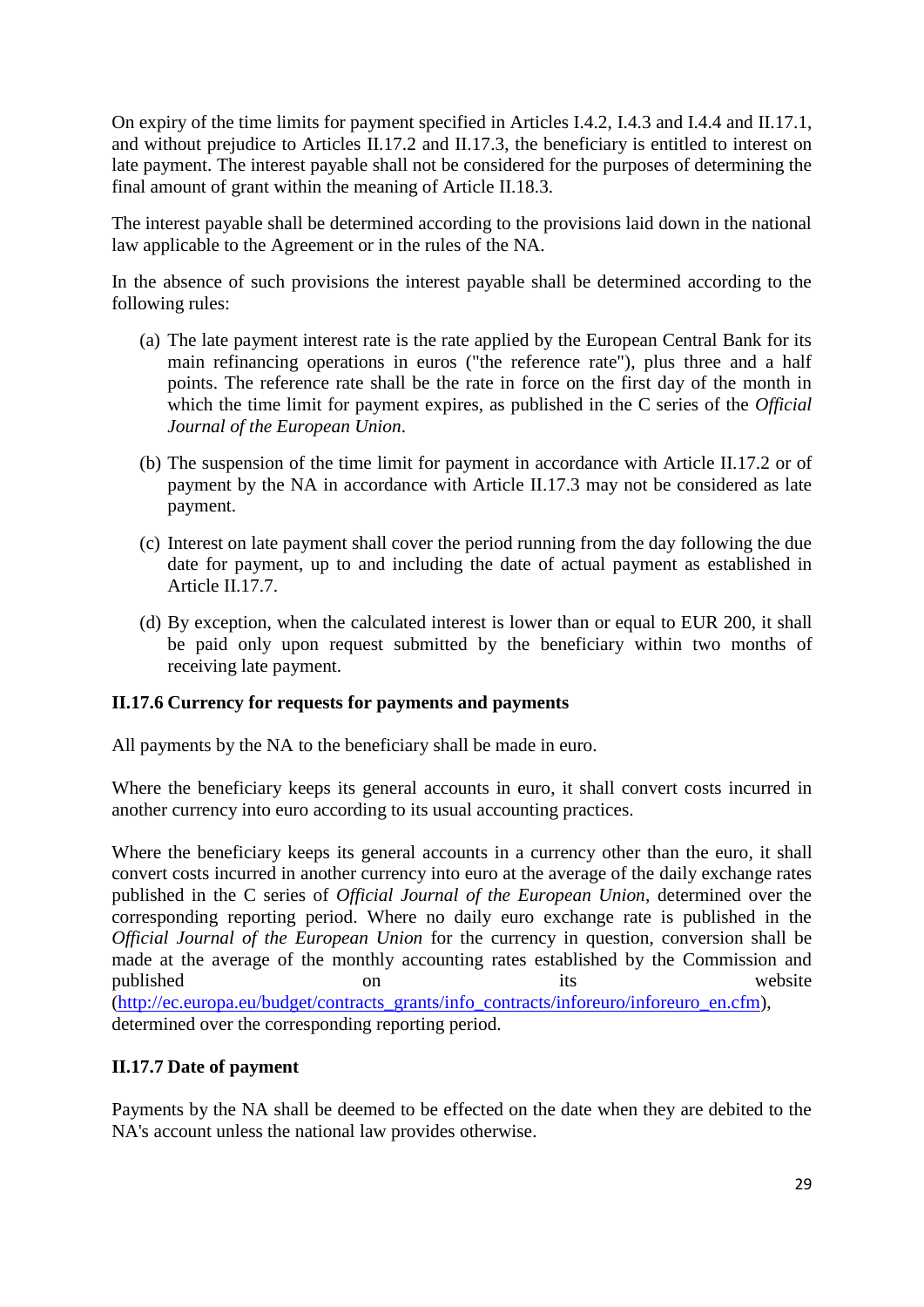On expiry of the time limits for payment specified in Articles I.4.2, I.4.3 and I.4.4 and II.17.1, and without prejudice to Articles II.17.2 and II.17.3, the beneficiary is entitled to interest on late payment. The interest payable shall not be considered for the purposes of determining the final amount of grant within the meaning of Article II.18.3.

The interest payable shall be determined according to the provisions laid down in the national law applicable to the Agreement or in the rules of the NA.

In the absence of such provisions the interest payable shall be determined according to the following rules:

(a) The late payment interest rate is the rate applied by the European Central Bank for its main refinancing operations in euros ("the reference rate"), plus three and a half points. The reference rate shall be the rate in force on the first day of the month in which the time limit for payment expires, as published in the C series of the *Official Journal of the European Union*.

(b) The suspension of the time limit for payment in accordance with Article II.17.2 or of payment by the NA in accordance with Article II.17.3 may not be considered as late payment.

(c) Interest on late payment shall cover the period running from the day following the due date for payment, up to and including the date of actual payment as established in Article II.17.7.

(d) By exception, when the calculated interest is lower than or equal to EUR 200, it shall be paid only upon request submitted by the beneficiary within two months of receiving late payment.

**II.17.6 Currency for requests for payments and payments**

All payments by the NA to the beneficiary shall be made in euro.

Where the beneficiary keeps its general accounts in euro, it shall convert costs incurred in another currency into euro according to its usual accounting practices.

Where the beneficiary keeps its general accounts in a currency other than the euro, it shall convert costs incurred in another currency into euro at the average of the daily exchange rates published in the C series of *Official Journal of the European Union*, determined over the corresponding reporting period. Where no daily euro exchange rate is published in the *Official Journal of the European Union* for the currency in question, conversion shall be made at the average of the monthly accounting rates established by the Commission and published on its website (http://ec.europa.eu/budget/contracts_grants/info_contracts/inforeuro/inforeuro_en.cfm), determined over the corresponding reporting period.

**II.17.7 Date of payment**

Payments by the NA shall be deemed to be effected on the date when they are debited to the NA's account unless the national law provides otherwise.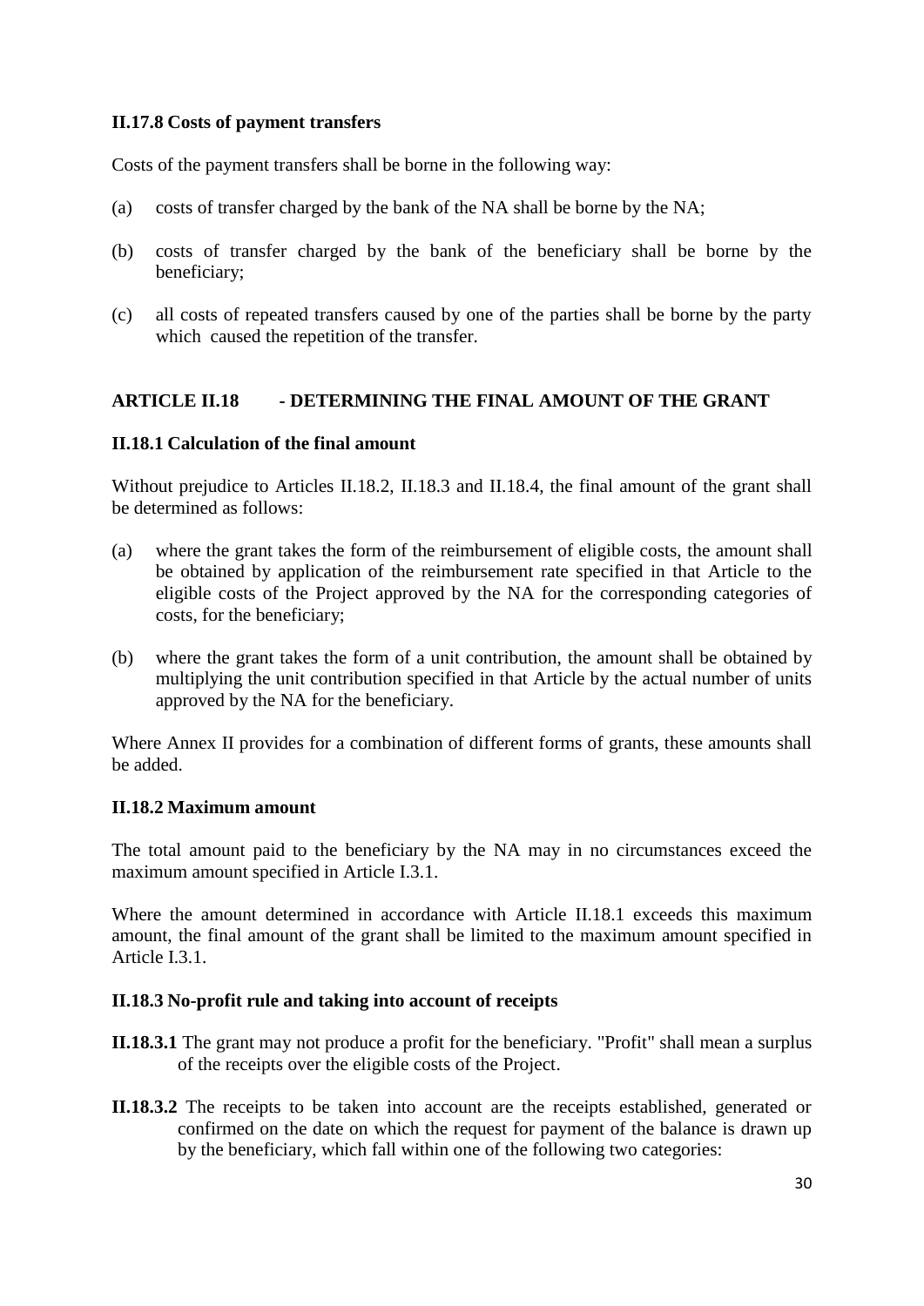**II.17.8 Costs of payment transfers**

Costs of the payment transfers shall be borne in the following way:

(a) costs of transfer charged by the bank of the NA shall be borne by the NA;

(b) costs of transfer charged by the bank of the beneficiary shall be borne by the beneficiary;

(c) all costs of repeated transfers caused by one of the parties shall be borne by the party which caused the repetition of the transfer.

## ARTICLE II.18 - DETERMINING THE FINAL AMOUNT OF THE GRANT

**II.18.1 Calculation of the final amount**

Without prejudice to Articles II.18.2, II.18.3 and II.18.4, the final amount of the grant shall be determined as follows:

(a) where the grant takes the form of the reimbursement of eligible costs, the amount shall be obtained by application of the reimbursement rate specified in that Article to the eligible costs of the Project approved by the NA for the corresponding categories of costs, for the beneficiary;

(b) where the grant takes the form of a unit contribution, the amount shall be obtained by multiplying the unit contribution specified in that Article by the actual number of units approved by the NA for the beneficiary.

Where Annex II provides for a combination of different forms of grants, these amounts shall be added.

**II.18.2 Maximum amount**

The total amount paid to the beneficiary by the NA may in no circumstances exceed the maximum amount specified in Article I.3.1.

Where the amount determined in accordance with Article II.18.1 exceeds this maximum amount, the final amount of the grant shall be limited to the maximum amount specified in Article I.3.1.

**II.18.3 No-profit rule and taking into account of receipts**

**II.18.3.1** The grant may not produce a profit for the beneficiary. "Profit" shall mean a surplus of the receipts over the eligible costs of the Project.

**II.18.3.2** The receipts to be taken into account are the receipts established, generated or confirmed on the date on which the request for payment of the balance is drawn up by the beneficiary, which fall within one of the following two categories: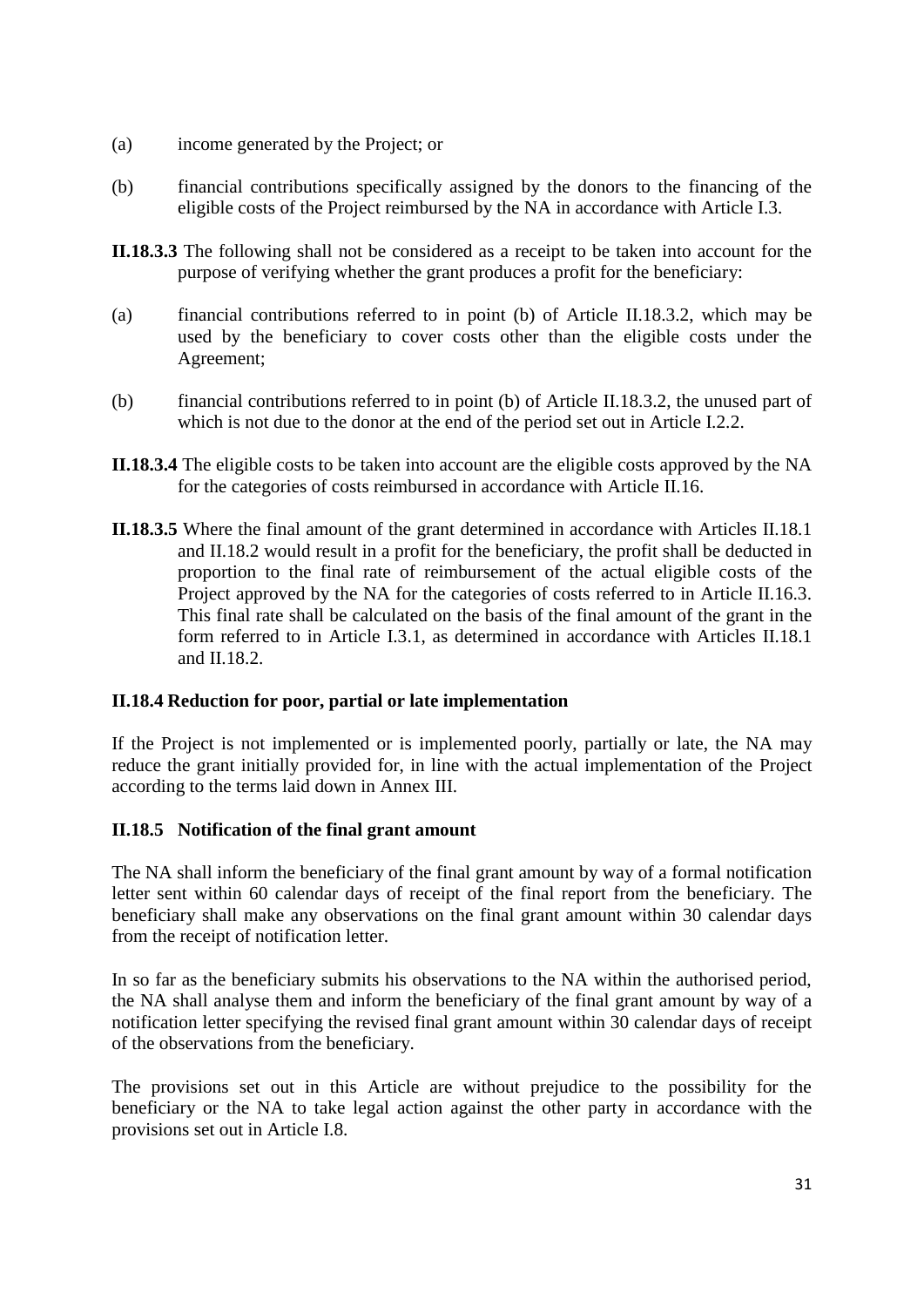(a) income generated by the Project; or

(b) financial contributions specifically assigned by the donors to the financing of the eligible costs of the Project reimbursed by the NA in accordance with Article I.3.

**II.18.3.3** The following shall not be considered as a receipt to be taken into account for the purpose of verifying whether the grant produces a profit for the beneficiary:

(a) financial contributions referred to in point (b) of Article II.18.3.2, which may be used by the beneficiary to cover costs other than the eligible costs under the Agreement;

(b) financial contributions referred to in point (b) of Article II.18.3.2, the unused part of which is not due to the donor at the end of the period set out in Article I.2.2.

**II.18.3.4** The eligible costs to be taken into account are the eligible costs approved by the NA for the categories of costs reimbursed in accordance with Article II.16.

**II.18.3.5** Where the final amount of the grant determined in accordance with Articles II.18.1 and II.18.2 would result in a profit for the beneficiary, the profit shall be deducted in proportion to the final rate of reimbursement of the actual eligible costs of the Project approved by the NA for the categories of costs referred to in Article II.16.3. This final rate shall be calculated on the basis of the final amount of the grant in the form referred to in Article I.3.1, as determined in accordance with Articles II.18.1 and II.18.2.

**II.18.4 Reduction for poor, partial or late implementation**

If the Project is not implemented or is implemented poorly, partially or late, the NA may reduce the grant initially provided for, in line with the actual implementation of the Project according to the terms laid down in Annex III.

**II.18.5 Notification of the final grant amount**

The NA shall inform the beneficiary of the final grant amount by way of a formal notification letter sent within 60 calendar days of receipt of the final report from the beneficiary. The beneficiary shall make any observations on the final grant amount within 30 calendar days from the receipt of notification letter.

In so far as the beneficiary submits his observations to the NA within the authorised period, the NA shall analyse them and inform the beneficiary of the final grant amount by way of a notification letter specifying the revised final grant amount within 30 calendar days of receipt of the observations from the beneficiary.

The provisions set out in this Article are without prejudice to the possibility for the beneficiary or the NA to take legal action against the other party in accordance with the provisions set out in Article I.8.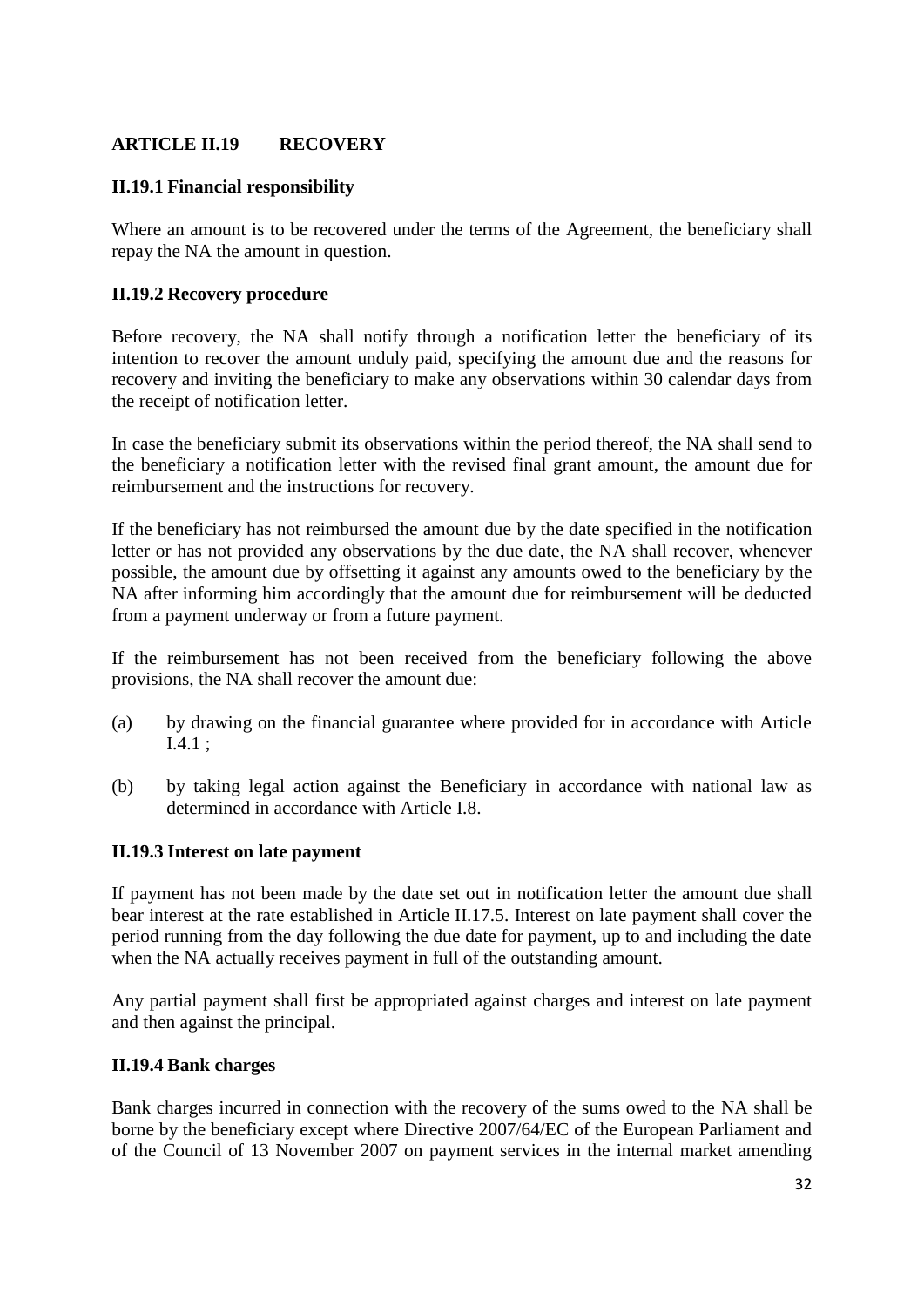## ARTICLE II.19 RECOVERY

### II.19.1 Financial responsibility

Where an amount is to be recovered under the terms of the Agreement, the beneficiary shall repay the NA the amount in question.

### II.19.2 Recovery procedure

Before recovery, the NA shall notify through a notification letter the beneficiary of its intention to recover the amount unduly paid, specifying the amount due and the reasons for recovery and inviting the beneficiary to make any observations within 30 calendar days from the receipt of notification letter.

In case the beneficiary submit its observations within the period thereof, the NA shall send to the beneficiary a notification letter with the revised final grant amount, the amount due for reimbursement and the instructions for recovery.

If the beneficiary has not reimbursed the amount due by the date specified in the notification letter or has not provided any observations by the due date, the NA shall recover, whenever possible, the amount due by offsetting it against any amounts owed to the beneficiary by the NA after informing him accordingly that the amount due for reimbursement will be deducted from a payment underway or from a future payment.

If the reimbursement has not been received from the beneficiary following the above provisions, the NA shall recover the amount due:

(a) by drawing on the financial guarantee where provided for in accordance with Article I.4.1 ;

(b) by taking legal action against the Beneficiary in accordance with national law as determined in accordance with Article I.8.

### II.19.3 Interest on late payment

If payment has not been made by the date set out in notification letter the amount due shall bear interest at the rate established in Article II.17.5. Interest on late payment shall cover the period running from the day following the due date for payment, up to and including the date when the NA actually receives payment in full of the outstanding amount.

Any partial payment shall first be appropriated against charges and interest on late payment and then against the principal.

### II.19.4 Bank charges

Bank charges incurred in connection with the recovery of the sums owed to the NA shall be borne by the beneficiary except where Directive 2007/64/EC of the European Parliament and of the Council of 13 November 2007 on payment services in the internal market amending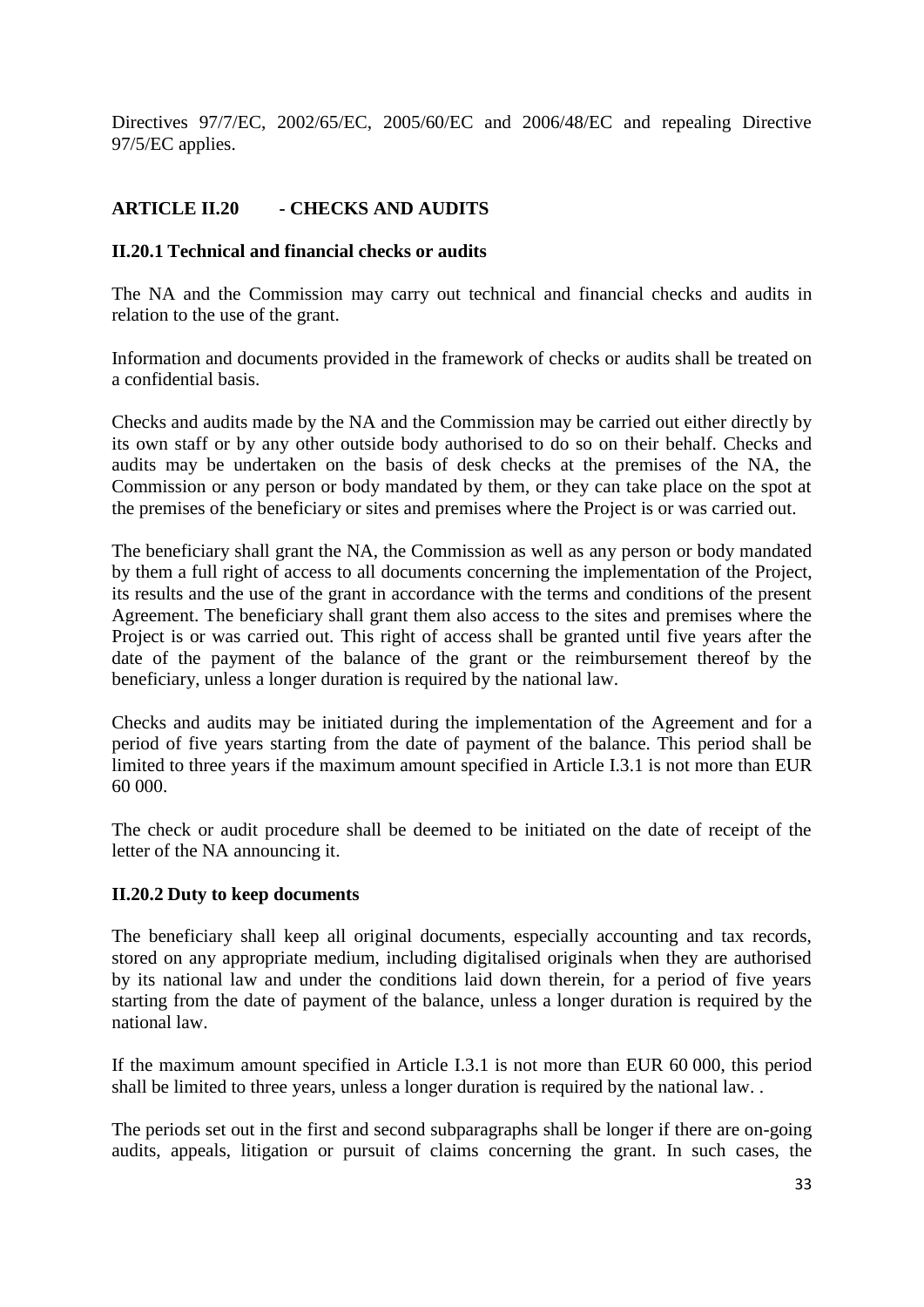Directives 97/7/EC, 2002/65/EC, 2005/60/EC and 2006/48/EC and repealing Directive 97/5/EC applies.

## ARTICLE II.20 - CHECKS AND AUDITS

### II.20.1 Technical and financial checks or audits

The NA and the Commission may carry out technical and financial checks and audits in relation to the use of the grant.

Information and documents provided in the framework of checks or audits shall be treated on a confidential basis.

Checks and audits made by the NA and the Commission may be carried out either directly by its own staff or by any other outside body authorised to do so on their behalf. Checks and audits may be undertaken on the basis of desk checks at the premises of the NA, the Commission or any person or body mandated by them, or they can take place on the spot at the premises of the beneficiary or sites and premises where the Project is or was carried out.

The beneficiary shall grant the NA, the Commission as well as any person or body mandated by them a full right of access to all documents concerning the implementation of the Project, its results and the use of the grant in accordance with the terms and conditions of the present Agreement. The beneficiary shall grant them also access to the sites and premises where the Project is or was carried out. This right of access shall be granted until five years after the date of the payment of the balance of the grant or the reimbursement thereof by the beneficiary, unless a longer duration is required by the national law.

Checks and audits may be initiated during the implementation of the Agreement and for a period of five years starting from the date of payment of the balance. This period shall be limited to three years if the maximum amount specified in Article I.3.1 is not more than EUR 60 000.

The check or audit procedure shall be deemed to be initiated on the date of receipt of the letter of the NA announcing it.

### II.20.2 Duty to keep documents

The beneficiary shall keep all original documents, especially accounting and tax records, stored on any appropriate medium, including digitalised originals when they are authorised by its national law and under the conditions laid down therein, for a period of five years starting from the date of payment of the balance, unless a longer duration is required by the national law.

If the maximum amount specified in Article I.3.1 is not more than EUR 60 000, this period shall be limited to three years, unless a longer duration is required by the national law. .

The periods set out in the first and second subparagraphs shall be longer if there are on-going audits, appeals, litigation or pursuit of claims concerning the grant. In such cases, the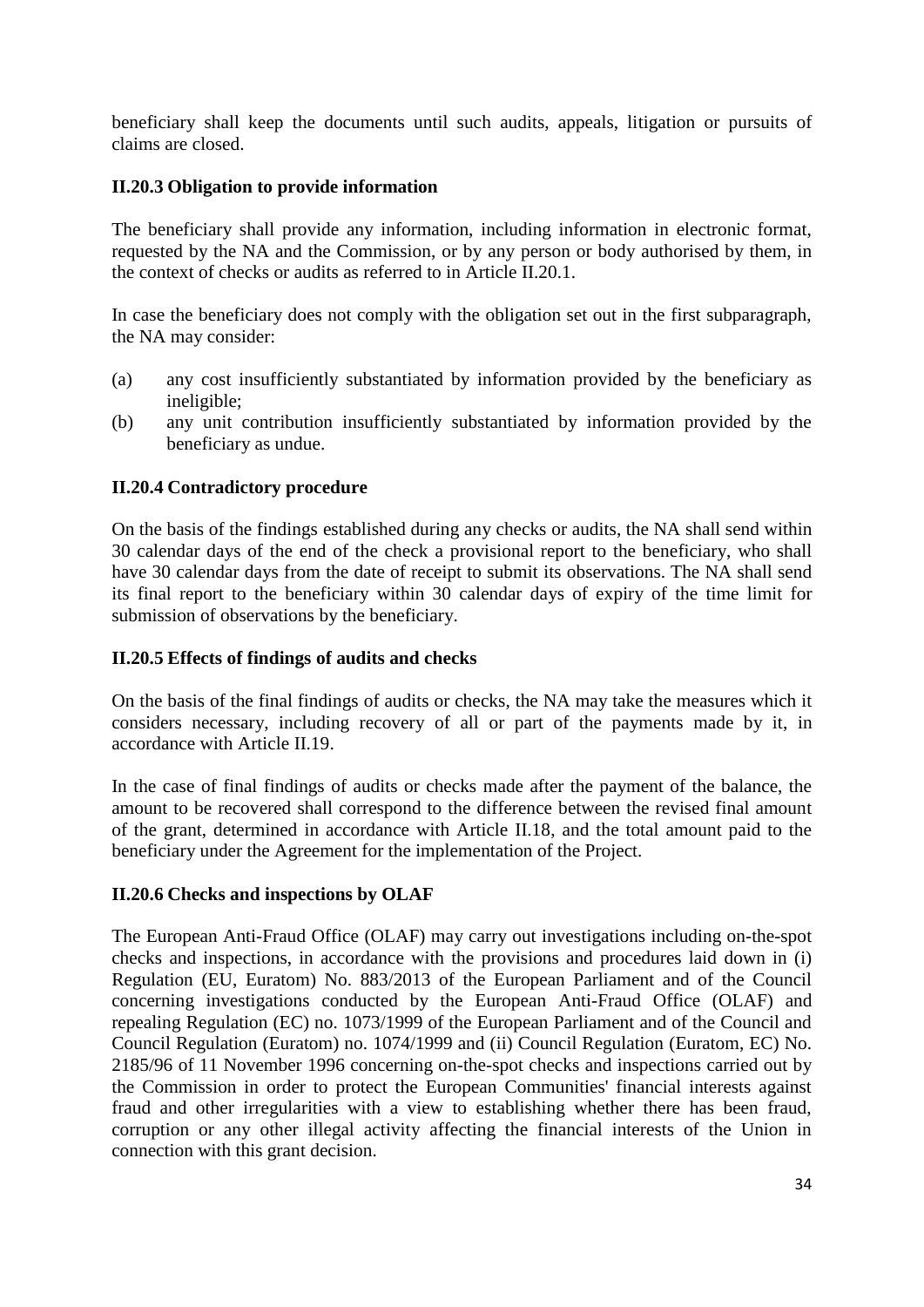beneficiary shall keep the documents until such audits, appeals, litigation or pursuits of claims are closed.

**II.20.3 Obligation to provide information**

The beneficiary shall provide any information, including information in electronic format, requested by the NA and the Commission, or by any person or body authorised by them, in the context of checks or audits as referred to in Article II.20.1.

In case the beneficiary does not comply with the obligation set out in the first subparagraph, the NA may consider:

(a) any cost insufficiently substantiated by information provided by the beneficiary as ineligible;

(b) any unit contribution insufficiently substantiated by information provided by the beneficiary as undue.

**II.20.4 Contradictory procedure**

On the basis of the findings established during any checks or audits, the NA shall send within 30 calendar days of the end of the check a provisional report to the beneficiary, who shall have 30 calendar days from the date of receipt to submit its observations. The NA shall send its final report to the beneficiary within 30 calendar days of expiry of the time limit for submission of observations by the beneficiary.

**II.20.5 Effects of findings of audits and checks**

On the basis of the final findings of audits or checks, the NA may take the measures which it considers necessary, including recovery of all or part of the payments made by it, in accordance with Article II.19.

In the case of final findings of audits or checks made after the payment of the balance, the amount to be recovered shall correspond to the difference between the revised final amount of the grant, determined in accordance with Article II.18, and the total amount paid to the beneficiary under the Agreement for the implementation of the Project.

**II.20.6 Checks and inspections by OLAF**

The European Anti-Fraud Office (OLAF) may carry out investigations including on-the-spot checks and inspections, in accordance with the provisions and procedures laid down in (i) Regulation (EU, Euratom) No. 883/2013 of the European Parliament and of the Council concerning investigations conducted by the European Anti-Fraud Office (OLAF) and repealing Regulation (EC) no. 1073/1999 of the European Parliament and of the Council and Council Regulation (Euratom) no. 1074/1999 and (ii) Council Regulation (Euratom, EC) No. 2185/96 of 11 November 1996 concerning on-the-spot checks and inspections carried out by the Commission in order to protect the European Communities' financial interests against fraud and other irregularities with a view to establishing whether there has been fraud, corruption or any other illegal activity affecting the financial interests of the Union in connection with this grant decision.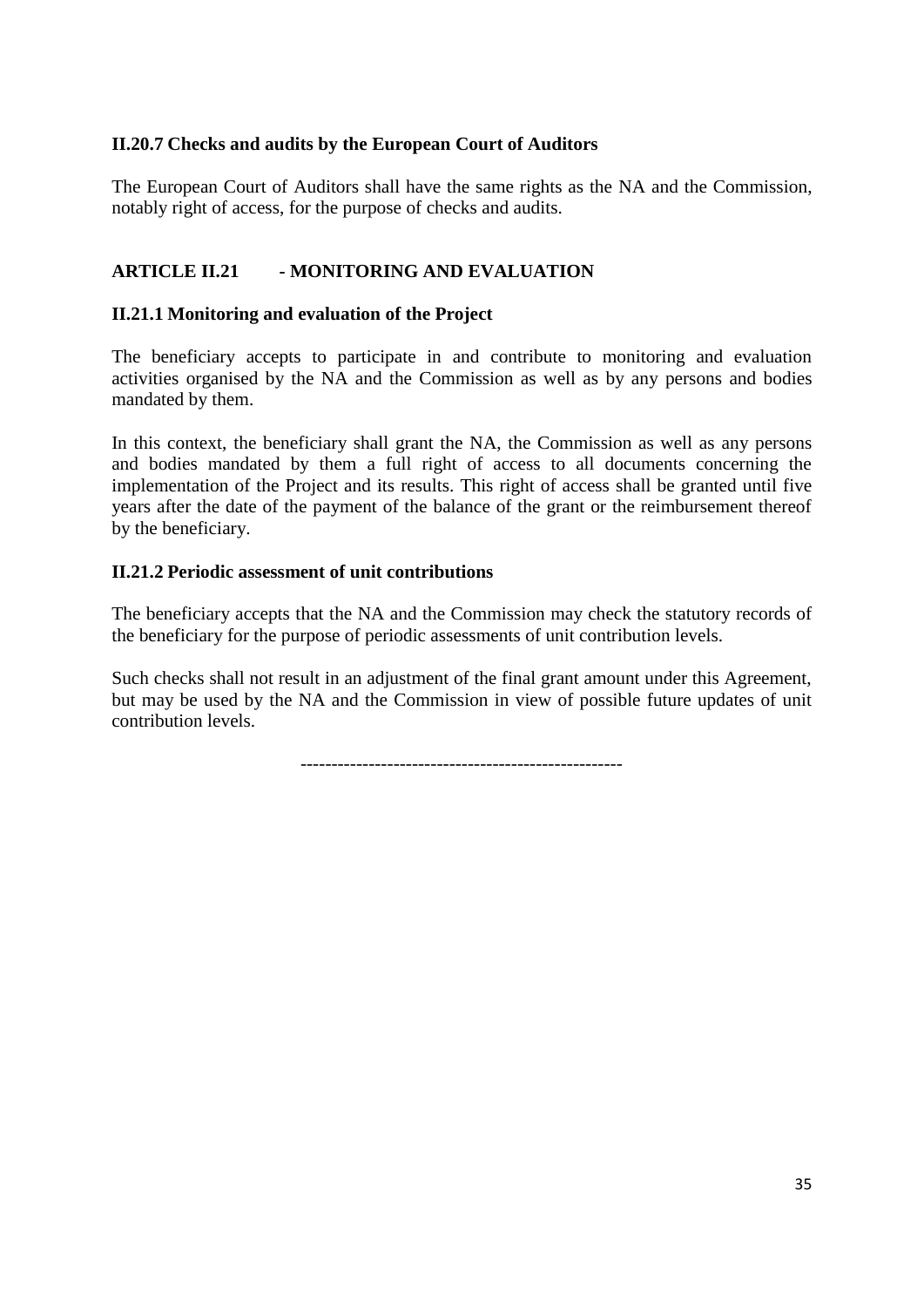### II.20.7 Checks and audits by the European Court of Auditors

The European Court of Auditors shall have the same rights as the NA and the Commission, notably right of access, for the purpose of checks and audits.

## ARTICLE II.21 - MONITORING AND EVALUATION

### II.21.1 Monitoring and evaluation of the Project

The beneficiary accepts to participate in and contribute to monitoring and evaluation activities organised by the NA and the Commission as well as by any persons and bodies mandated by them.

In this context, the beneficiary shall grant the NA, the Commission as well as any persons and bodies mandated by them a full right of access to all documents concerning the implementation of the Project and its results. This right of access shall be granted until five years after the date of the payment of the balance of the grant or the reimbursement thereof by the beneficiary.

### II.21.2 Periodic assessment of unit contributions

The beneficiary accepts that the NA and the Commission may check the statutory records of the beneficiary for the purpose of periodic assessments of unit contribution levels.

Such checks shall not result in an adjustment of the final grant amount under this Agreement, but may be used by the NA and the Commission in view of possible future updates of unit contribution levels.

---------------------------------------------------